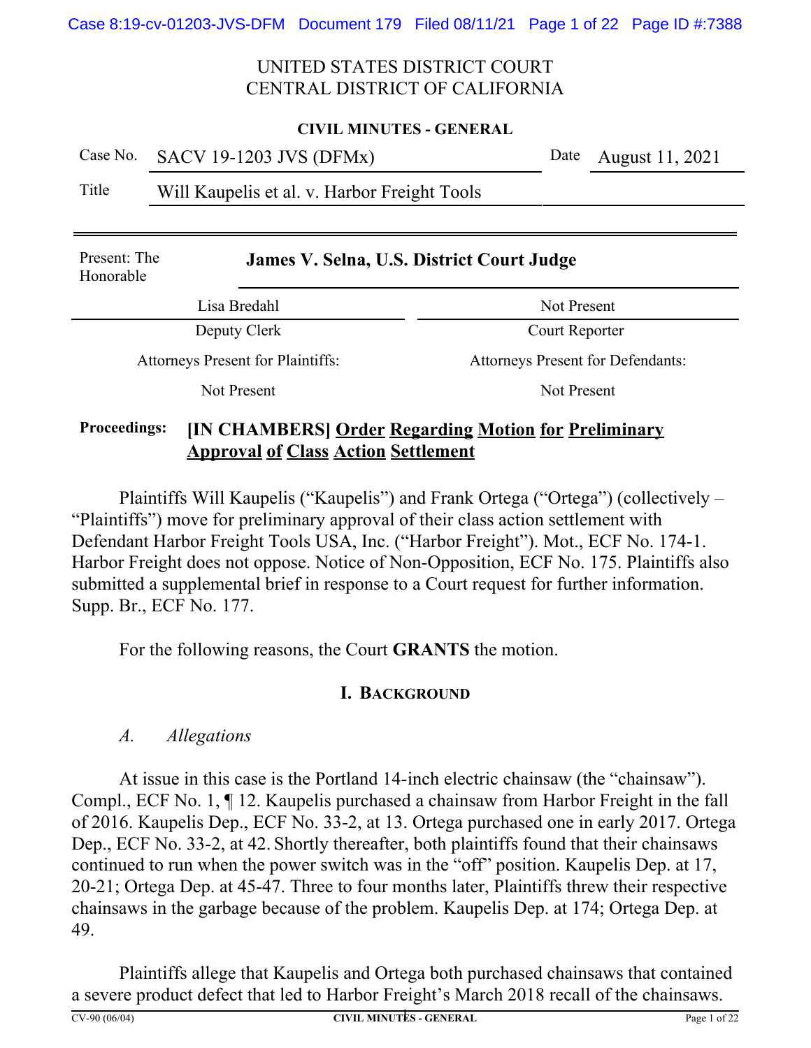UNITED STATES DISTRICT COURT
CENTRAL DISTRICT OF CALIFORNIA

**CIVIL MINUTES - GENERAL**

| Case No. | SACV 19-1203 JVS (DFMx) | Date | August 11, 2021 |
|---|---|---|---|
| Title | Will Kaupelis et al. v. Harbor Freight Tools | | |

Present: The Honorable **James V. Selna, U.S. District Court Judge**

| Lisa Bredahl | Not Present |
|---|---|
| Deputy Clerk | Court Reporter |
| Attorneys Present for Plaintiffs: | Attorneys Present for Defendants: |
| Not Present | Not Present |

**Proceedings:** **[IN CHAMBERS] Order Regarding Motion for Preliminary Approval of Class Action Settlement**

Plaintiffs Will Kaupelis ("Kaupelis") and Frank Ortega ("Ortega") (collectively – "Plaintiffs") move for preliminary approval of their class action settlement with Defendant Harbor Freight Tools USA, Inc. ("Harbor Freight"). Mot., ECF No. 174-1. Harbor Freight does not oppose. Notice of Non-Opposition, ECF No. 175. Plaintiffs also submitted a supplemental brief in response to a Court request for further information. Supp. Br., ECF No. 177.

For the following reasons, the Court **GRANTS** the motion.

## I. Background

### *A. Allegations*

At issue in this case is the Portland 14-inch electric chainsaw (the "chainsaw"). Compl., ECF No. 1, ¶ 12. Kaupelis purchased a chainsaw from Harbor Freight in the fall of 2016. Kaupelis Dep., ECF No. 33-2, at 13. Ortega purchased one in early 2017. Ortega Dep., ECF No. 33-2, at 42. Shortly thereafter, both plaintiffs found that their chainsaws continued to run when the power switch was in the "off" position. Kaupelis Dep. at 17, 20-21; Ortega Dep. at 45-47. Three to four months later, Plaintiffs threw their respective chainsaws in the garbage because of the problem. Kaupelis Dep. at 174; Ortega Dep. at 49.

Plaintiffs allege that Kaupelis and Ortega both purchased chainsaws that contained a severe product defect that led to Harbor Freight's March 2018 recall of the chainsaws.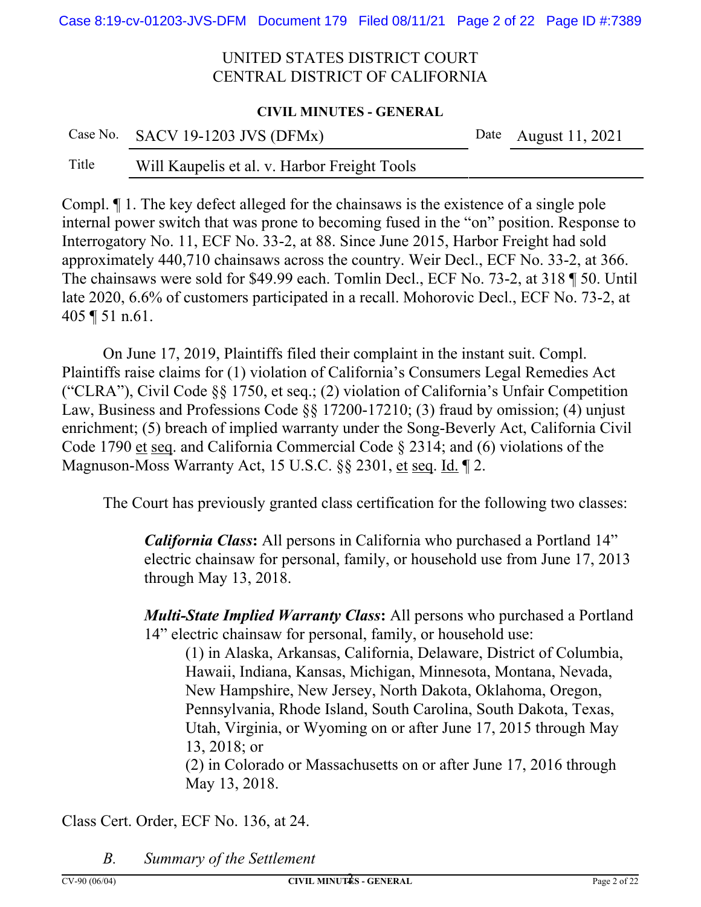Compl. ¶ 1. The key defect alleged for the chainsaws is the existence of a single pole internal power switch that was prone to becoming fused in the "on" position. Response to Interrogatory No. 11, ECF No. 33-2, at 88. Since June 2015, Harbor Freight had sold approximately 440,710 chainsaws across the country. Weir Decl., ECF No. 33-2, at 366. The chainsaws were sold for $49.99 each. Tomlin Decl., ECF No. 73-2, at 318 ¶ 50. Until late 2020, 6.6% of customers participated in a recall. Mohorovic Decl., ECF No. 73-2, at 405 ¶ 51 n.61.

On June 17, 2019, Plaintiffs filed their complaint in the instant suit. Compl. Plaintiffs raise claims for (1) violation of California's Consumers Legal Remedies Act ("CLRA"), Civil Code §§ 1750, et seq.; (2) violation of California's Unfair Competition Law, Business and Professions Code §§ 17200-17210; (3) fraud by omission; (4) unjust enrichment; (5) breach of implied warranty under the Song-Beverly Act, California Civil Code 1790 et seq. and California Commercial Code § 2314; and (6) violations of the Magnuson-Moss Warranty Act, 15 U.S.C. §§ 2301, et seq. Id. ¶ 2.

The Court has previously granted class certification for the following two classes:

> ***California Class*:** All persons in California who purchased a Portland 14" electric chainsaw for personal, family, or household use from June 17, 2013 through May 13, 2018.
>
> ***Multi-State Implied Warranty Class*:** All persons who purchased a Portland 14" electric chainsaw for personal, family, or household use:
>
> (1) in Alaska, Arkansas, California, Delaware, District of Columbia, Hawaii, Indiana, Kansas, Michigan, Minnesota, Montana, Nevada, New Hampshire, New Jersey, North Dakota, Oklahoma, Oregon, Pennsylvania, Rhode Island, South Carolina, South Dakota, Texas, Utah, Virginia, or Wyoming on or after June 17, 2015 through May 13, 2018; or
>
> (2) in Colorado or Massachusetts on or after June 17, 2016 through May 13, 2018.

Class Cert. Order, ECF No. 136, at 24.

### *B. Summary of the Settlement*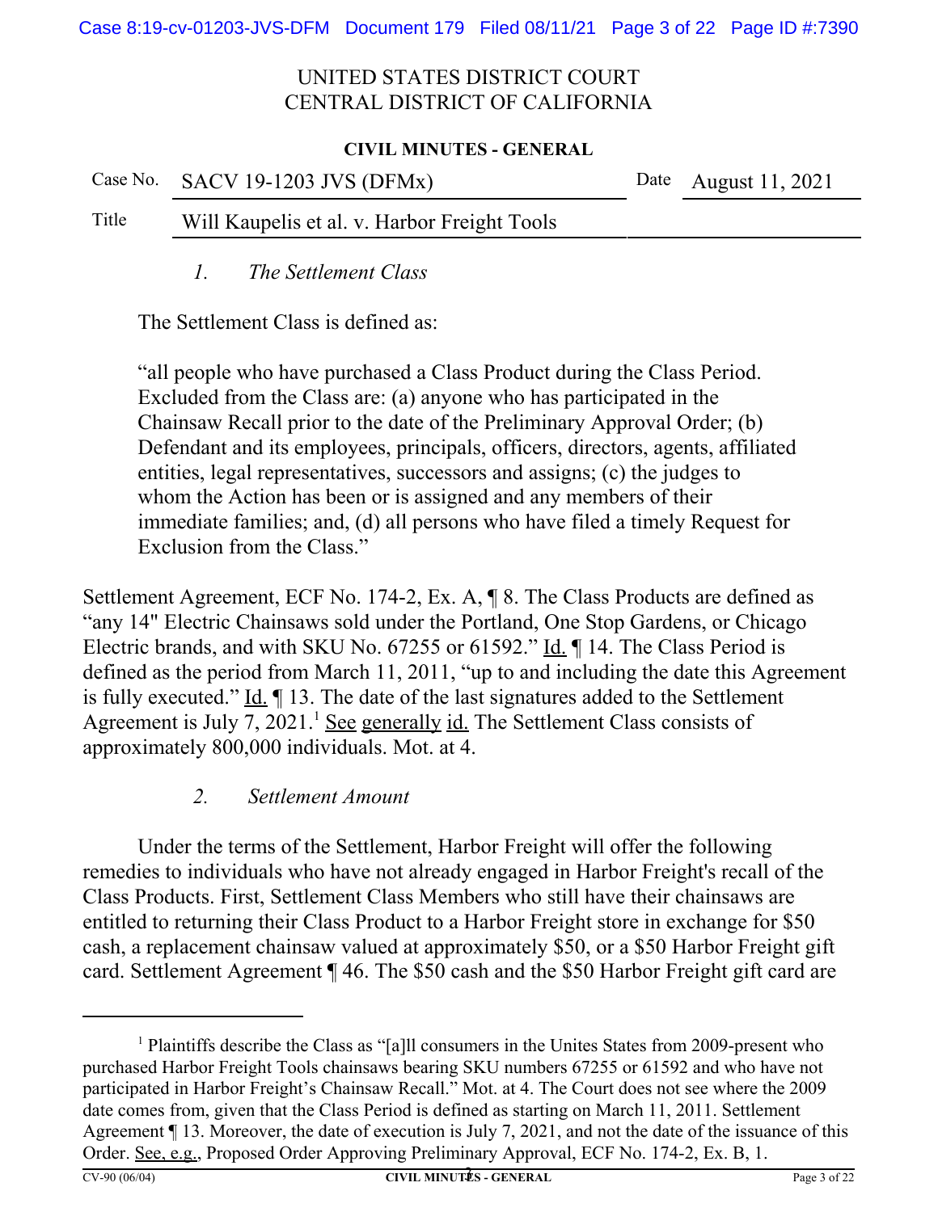UNITED STATES DISTRICT COURT
CENTRAL DISTRICT OF CALIFORNIA

**CIVIL MINUTES - GENERAL**

| Case No. | SACV 19-1203 JVS (DFMx) | Date | August 11, 2021 |
|---|---|---|---|
| Title | Will Kaupelis et al. v. Harbor Freight Tools | | |

### *1. The Settlement Class*

The Settlement Class is defined as:

> "all people who have purchased a Class Product during the Class Period. Excluded from the Class are: (a) anyone who has participated in the Chainsaw Recall prior to the date of the Preliminary Approval Order; (b) Defendant and its employees, principals, officers, directors, agents, affiliated entities, legal representatives, successors and assigns; (c) the judges to whom the Action has been or is assigned and any members of their immediate families; and, (d) all persons who have filed a timely Request for Exclusion from the Class."

Settlement Agreement, ECF No. 174-2, Ex. A, ¶ 8. The Class Products are defined as "any 14" Electric Chainsaws sold under the Portland, One Stop Gardens, or Chicago Electric brands, and with SKU No. 67255 or 61592." Id. ¶ 14. The Class Period is defined as the period from March 11, 2011, "up to and including the date this Agreement is fully executed." Id. ¶ 13. The date of the last signatures added to the Settlement Agreement is July 7, 2021.[1] See generally id. The Settlement Class consists of approximately 800,000 individuals. Mot. at 4.

### *2. Settlement Amount*

Under the terms of the Settlement, Harbor Freight will offer the following remedies to individuals who have not already engaged in Harbor Freight's recall of the Class Products. First, Settlement Class Members who still have their chainsaws are entitled to returning their Class Product to a Harbor Freight store in exchange for $50 cash, a replacement chainsaw valued at approximately $50, or a $50 Harbor Freight gift card. Settlement Agreement ¶ 46. The $50 cash and the $50 Harbor Freight gift card are

---

[1] Plaintiffs describe the Class as "[a]ll consumers in the Unites States from 2009-present who purchased Harbor Freight Tools chainsaws bearing SKU numbers 67255 or 61592 and who have not participated in Harbor Freight's Chainsaw Recall." Mot. at 4. The Court does not see where the 2009 date comes from, given that the Class Period is defined as starting on March 11, 2011. Settlement Agreement ¶ 13. Moreover, the date of execution is July 7, 2021, and not the date of the issuance of this Order. See, e.g., Proposed Order Approving Preliminary Approval, ECF No. 174-2, Ex. B, 1.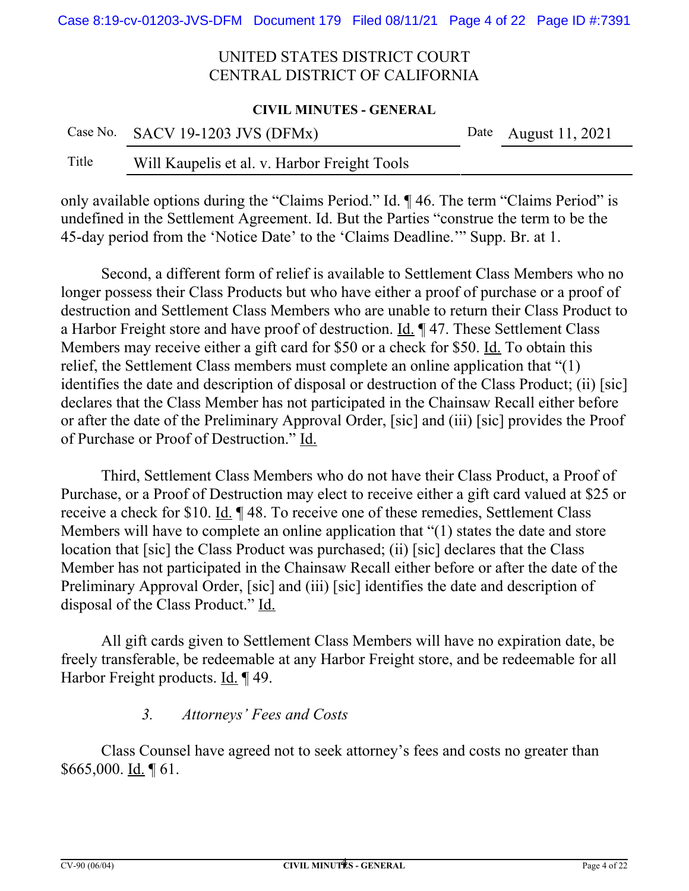only available options during the "Claims Period." Id. ¶ 46. The term "Claims Period" is undefined in the Settlement Agreement. Id. But the Parties "construe the term to be the 45-day period from the 'Notice Date' to the 'Claims Deadline.'" Supp. Br. at 1.

Second, a different form of relief is available to Settlement Class Members who no longer possess their Class Products but who have either a proof of purchase or a proof of destruction and Settlement Class Members who are unable to return their Class Product to a Harbor Freight store and have proof of destruction. Id. ¶ 47. These Settlement Class Members may receive either a gift card for $50 or a check for $50. Id. To obtain this relief, the Settlement Class members must complete an online application that "(1) identifies the date and description of disposal or destruction of the Class Product; (ii) [sic] declares that the Class Member has not participated in the Chainsaw Recall either before or after the date of the Preliminary Approval Order, [sic] and (iii) [sic] provides the Proof of Purchase or Proof of Destruction." Id.

Third, Settlement Class Members who do not have their Class Product, a Proof of Purchase, or a Proof of Destruction may elect to receive either a gift card valued at $25 or receive a check for $10. Id. ¶ 48. To receive one of these remedies, Settlement Class Members will have to complete an online application that "(1) states the date and store location that [sic] the Class Product was purchased; (ii) [sic] declares that the Class Member has not participated in the Chainsaw Recall either before or after the date of the Preliminary Approval Order, [sic] and (iii) [sic] identifies the date and description of disposal of the Class Product." Id.

All gift cards given to Settlement Class Members will have no expiration date, be freely transferable, be redeemable at any Harbor Freight store, and be redeemable for all Harbor Freight products. Id. ¶ 49.

### *3. Attorneys' Fees and Costs*

Class Counsel have agreed not to seek attorney's fees and costs no greater than $665,000. Id. ¶ 61.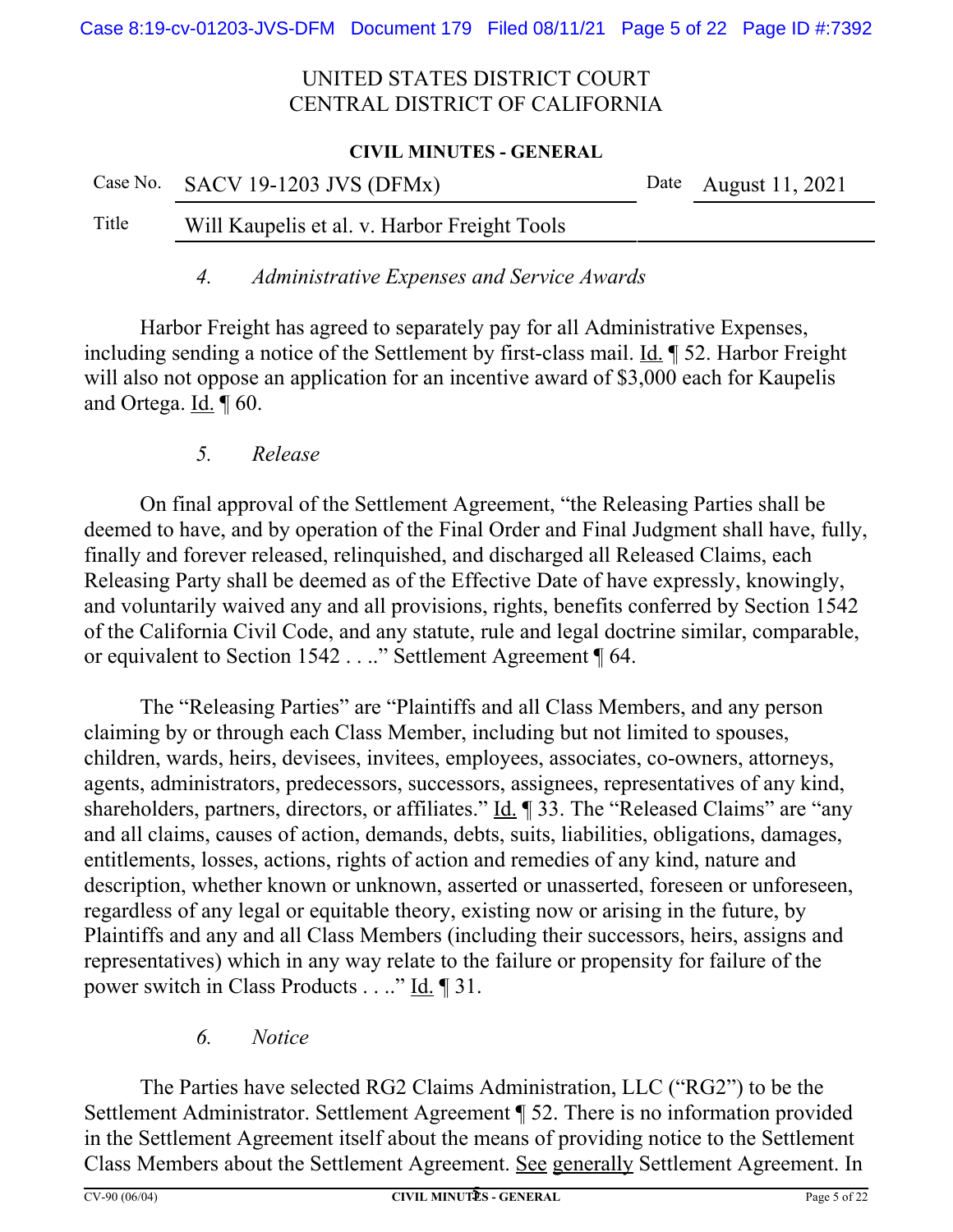*4. Administrative Expenses and Service Awards*

Harbor Freight has agreed to separately pay for all Administrative Expenses, including sending a notice of the Settlement by first-class mail. Id. ¶ 52. Harbor Freight will also not oppose an application for an incentive award of $3,000 each for Kaupelis and Ortega. Id. ¶ 60.

*5. Release*

On final approval of the Settlement Agreement, "the Releasing Parties shall be deemed to have, and by operation of the Final Order and Final Judgment shall have, fully, finally and forever released, relinquished, and discharged all Released Claims, each Releasing Party shall be deemed as of the Effective Date of have expressly, knowingly, and voluntarily waived any and all provisions, rights, benefits conferred by Section 1542 of the California Civil Code, and any statute, rule and legal doctrine similar, comparable, or equivalent to Section 1542 . . .." Settlement Agreement ¶ 64.

The "Releasing Parties" are "Plaintiffs and all Class Members, and any person claiming by or through each Class Member, including but not limited to spouses, children, wards, heirs, devisees, invitees, employees, associates, co-owners, attorneys, agents, administrators, predecessors, successors, assignees, representatives of any kind, shareholders, partners, directors, or affiliates." Id. ¶ 33. The "Released Claims" are "any and all claims, causes of action, demands, debts, suits, liabilities, obligations, damages, entitlements, losses, actions, rights of action and remedies of any kind, nature and description, whether known or unknown, asserted or unasserted, foreseen or unforeseen, regardless of any legal or equitable theory, existing now or arising in the future, by Plaintiffs and any and all Class Members (including their successors, heirs, assigns and representatives) which in any way relate to the failure or propensity for failure of the power switch in Class Products . . .." Id. ¶ 31.

*6. Notice*

The Parties have selected RG2 Claims Administration, LLC ("RG2") to be the Settlement Administrator. Settlement Agreement ¶ 52. There is no information provided in the Settlement Agreement itself about the means of providing notice to the Settlement Class Members about the Settlement Agreement. See generally Settlement Agreement. In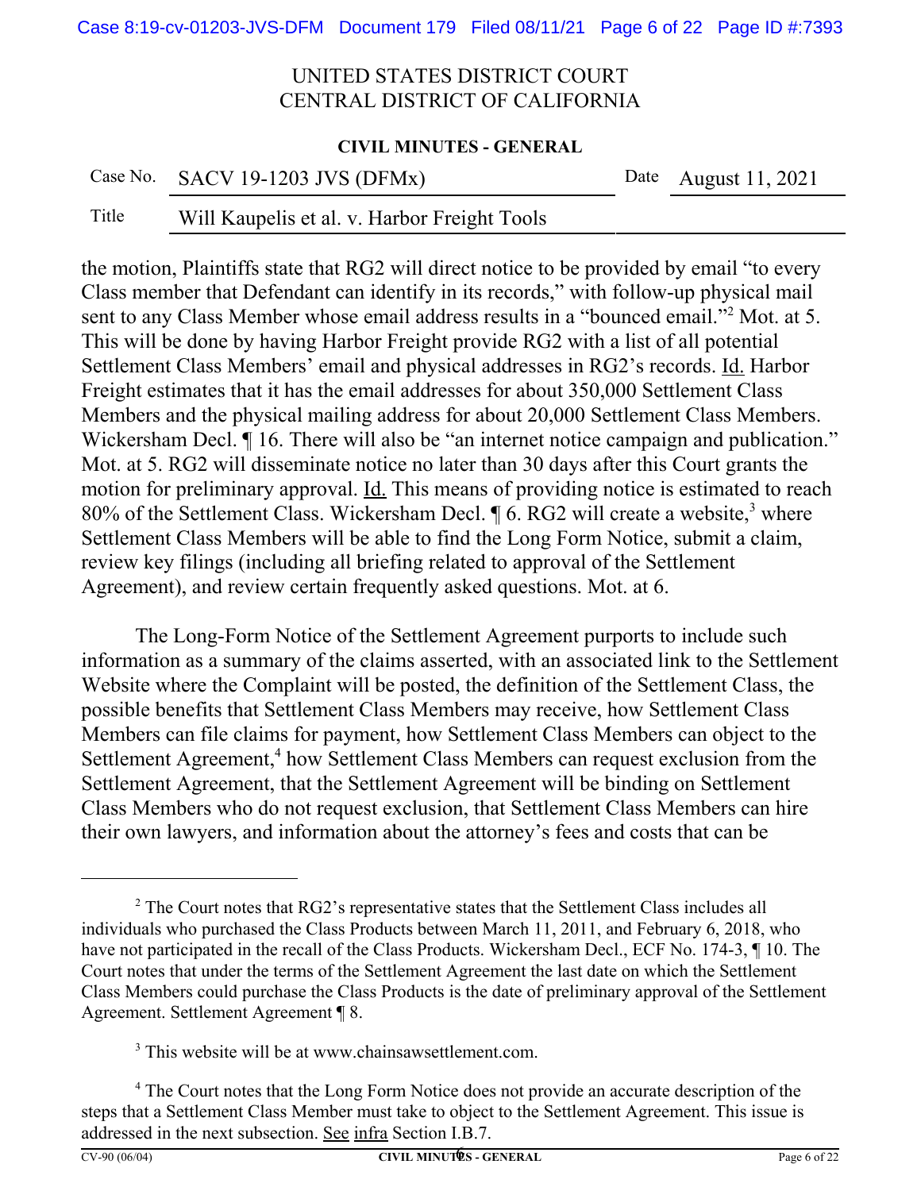the motion, Plaintiffs state that RG2 will direct notice to be provided by email "to every Class member that Defendant can identify in its records," with follow-up physical mail sent to any Class Member whose email address results in a "bounced email."[2] Mot. at 5. This will be done by having Harbor Freight provide RG2 with a list of all potential Settlement Class Members' email and physical addresses in RG2's records. Id. Harbor Freight estimates that it has the email addresses for about 350,000 Settlement Class Members and the physical mailing address for about 20,000 Settlement Class Members. Wickersham Decl. ¶ 16. There will also be "an internet notice campaign and publication." Mot. at 5. RG2 will disseminate notice no later than 30 days after this Court grants the motion for preliminary approval. Id. This means of providing notice is estimated to reach 80% of the Settlement Class. Wickersham Decl. ¶ 6. RG2 will create a website,[3] where Settlement Class Members will be able to find the Long Form Notice, submit a claim, review key filings (including all briefing related to approval of the Settlement Agreement), and review certain frequently asked questions. Mot. at 6.

The Long-Form Notice of the Settlement Agreement purports to include such information as a summary of the claims asserted, with an associated link to the Settlement Website where the Complaint will be posted, the definition of the Settlement Class, the possible benefits that Settlement Class Members may receive, how Settlement Class Members can file claims for payment, how Settlement Class Members can object to the Settlement Agreement,[4] how Settlement Class Members can request exclusion from the Settlement Agreement, that the Settlement Agreement will be binding on Settlement Class Members who do not request exclusion, that Settlement Class Members can hire their own lawyers, and information about the attorney's fees and costs that can be

---

[2] The Court notes that RG2's representative states that the Settlement Class includes all individuals who purchased the Class Products between March 11, 2011, and February 6, 2018, who have not participated in the recall of the Class Products. Wickersham Decl., ECF No. 174-3, ¶ 10. The Court notes that under the terms of the Settlement Agreement the last date on which the Settlement Class Members could purchase the Class Products is the date of preliminary approval of the Settlement Agreement. Settlement Agreement ¶ 8.

[3] This website will be at www.chainsawsettlement.com.

[4] The Court notes that the Long Form Notice does not provide an accurate description of the steps that a Settlement Class Member must take to object to the Settlement Agreement. This issue is addressed in the next subsection. See infra Section I.B.7.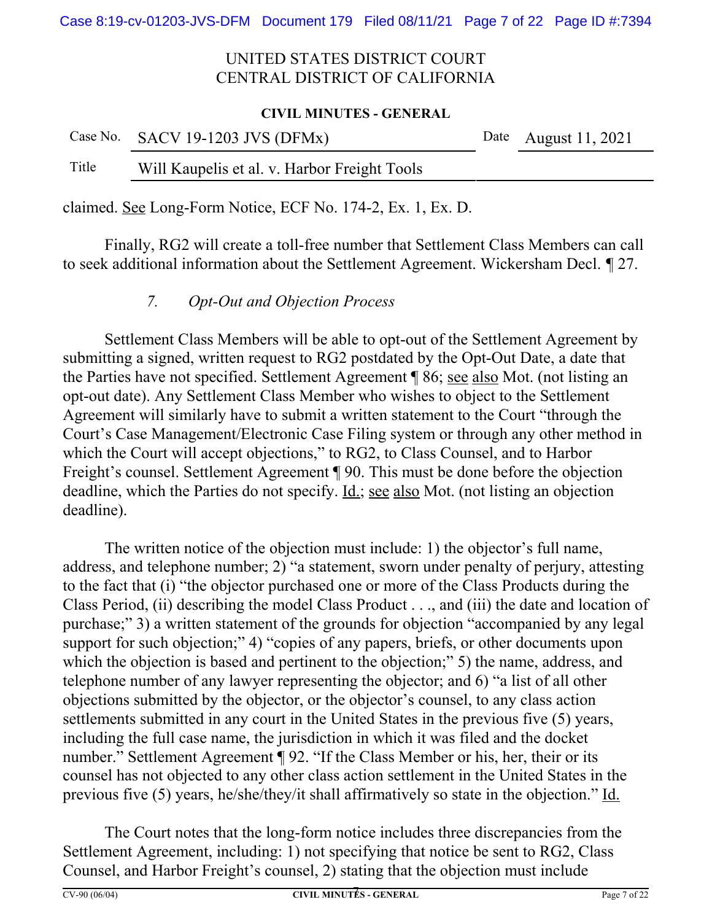claimed. See Long-Form Notice, ECF No. 174-2, Ex. 1, Ex. D.

Finally, RG2 will create a toll-free number that Settlement Class Members can call to seek additional information about the Settlement Agreement. Wickersham Decl. ¶ 27.

### *7. Opt-Out and Objection Process*

Settlement Class Members will be able to opt-out of the Settlement Agreement by submitting a signed, written request to RG2 postdated by the Opt-Out Date, a date that the Parties have not specified. Settlement Agreement ¶ 86; see also Mot. (not listing an opt-out date). Any Settlement Class Member who wishes to object to the Settlement Agreement will similarly have to submit a written statement to the Court "through the Court's Case Management/Electronic Case Filing system or through any other method in which the Court will accept objections," to RG2, to Class Counsel, and to Harbor Freight's counsel. Settlement Agreement ¶ 90. This must be done before the objection deadline, which the Parties do not specify. Id.; see also Mot. (not listing an objection deadline).

The written notice of the objection must include: 1) the objector's full name, address, and telephone number; 2) "a statement, sworn under penalty of perjury, attesting to the fact that (i) "the objector purchased one or more of the Class Products during the Class Period, (ii) describing the model Class Product . . ., and (iii) the date and location of purchase;" 3) a written statement of the grounds for objection "accompanied by any legal support for such objection;" 4) "copies of any papers, briefs, or other documents upon which the objection is based and pertinent to the objection;" 5) the name, address, and telephone number of any lawyer representing the objector; and 6) "a list of all other objections submitted by the objector, or the objector's counsel, to any class action settlements submitted in any court in the United States in the previous five (5) years, including the full case name, the jurisdiction in which it was filed and the docket number." Settlement Agreement ¶ 92. "If the Class Member or his, her, their or its counsel has not objected to any other class action settlement in the United States in the previous five (5) years, he/she/they/it shall affirmatively so state in the objection." Id.

The Court notes that the long-form notice includes three discrepancies from the Settlement Agreement, including: 1) not specifying that notice be sent to RG2, Class Counsel, and Harbor Freight's counsel, 2) stating that the objection must include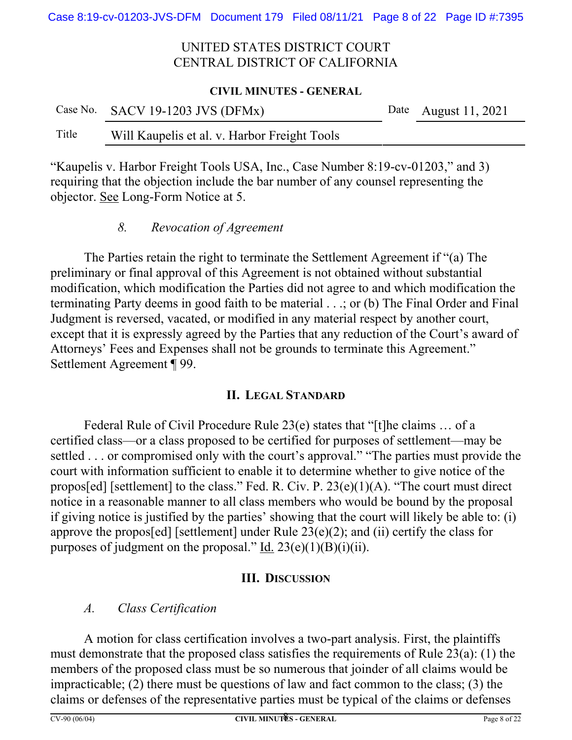"Kaupelis v. Harbor Freight Tools USA, Inc., Case Number 8:19-cv-01203," and 3) requiring that the objection include the bar number of any counsel representing the objector. See Long-Form Notice at 5.

### *8. Revocation of Agreement*

The Parties retain the right to terminate the Settlement Agreement if "(a) The preliminary or final approval of this Agreement is not obtained without substantial modification, which modification the Parties did not agree to and which modification the terminating Party deems in good faith to be material . . .; or (b) The Final Order and Final Judgment is reversed, vacated, or modified in any material respect by another court, except that it is expressly agreed by the Parties that any reduction of the Court's award of Attorneys' Fees and Expenses shall not be grounds to terminate this Agreement." Settlement Agreement ¶ 99.

## II. Legal Standard

Federal Rule of Civil Procedure Rule 23(e) states that "[t]he claims … of a certified class—or a class proposed to be certified for purposes of settlement—may be settled . . . or compromised only with the court's approval." "The parties must provide the court with information sufficient to enable it to determine whether to give notice of the propos[ed] [settlement] to the class." Fed. R. Civ. P. 23(e)(1)(A). "The court must direct notice in a reasonable manner to all class members who would be bound by the proposal if giving notice is justified by the parties' showing that the court will likely be able to: (i) approve the propos[ed] [settlement] under Rule 23(e)(2); and (ii) certify the class for purposes of judgment on the proposal." Id. 23(e)(1)(B)(i)(ii).

## III. Discussion

### *A. Class Certification*

A motion for class certification involves a two-part analysis. First, the plaintiffs must demonstrate that the proposed class satisfies the requirements of Rule 23(a): (1) the members of the proposed class must be so numerous that joinder of all claims would be impracticable; (2) there must be questions of law and fact common to the class; (3) the claims or defenses of the representative parties must be typical of the claims or defenses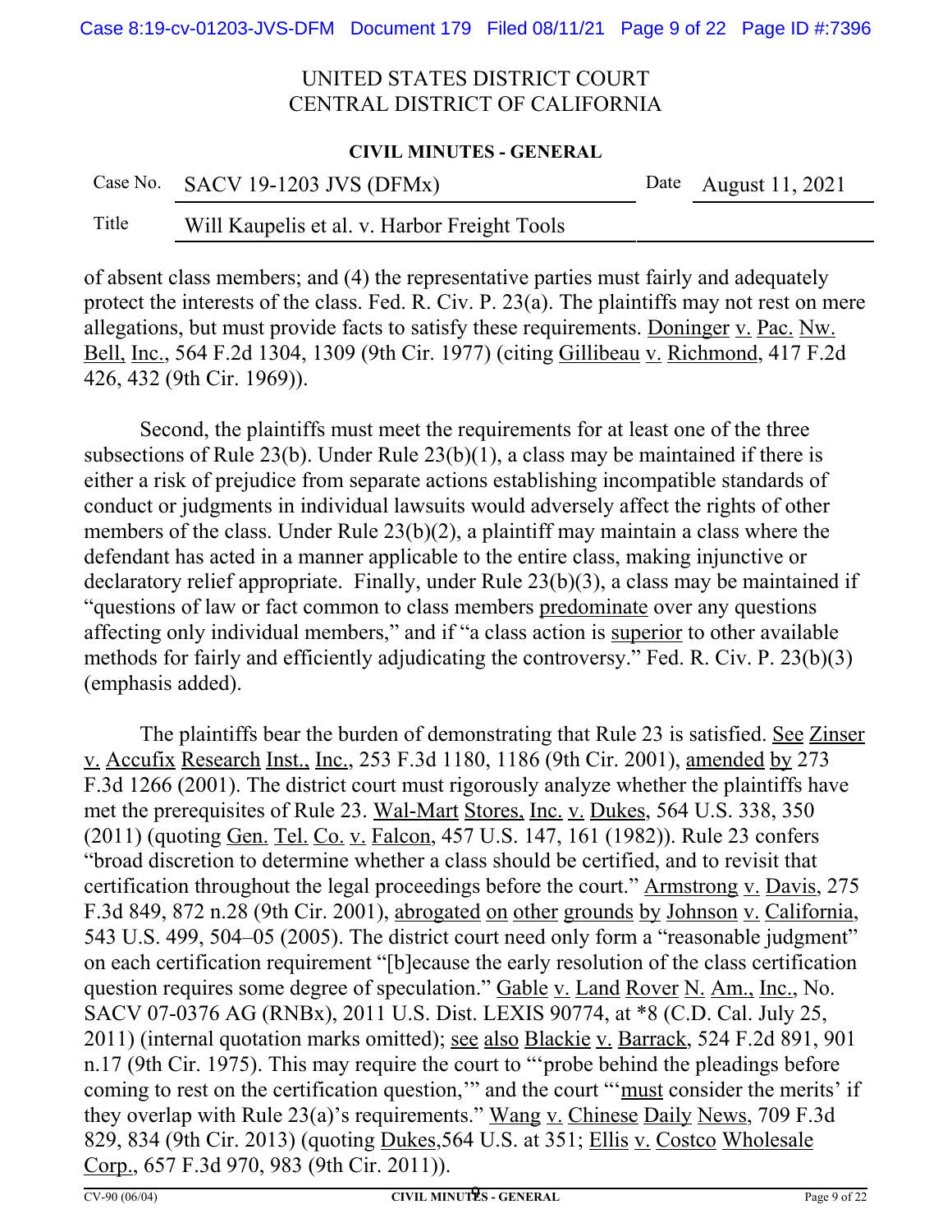of absent class members; and (4) the representative parties must fairly and adequately protect the interests of the class. Fed. R. Civ. P. 23(a). The plaintiffs may not rest on mere allegations, but must provide facts to satisfy these requirements. Doninger v. Pac. Nw. Bell, Inc., 564 F.2d 1304, 1309 (9th Cir. 1977) (citing Gillibeau v. Richmond, 417 F.2d 426, 432 (9th Cir. 1969)).

Second, the plaintiffs must meet the requirements for at least one of the three subsections of Rule 23(b). Under Rule 23(b)(1), a class may be maintained if there is either a risk of prejudice from separate actions establishing incompatible standards of conduct or judgments in individual lawsuits would adversely affect the rights of other members of the class. Under Rule 23(b)(2), a plaintiff may maintain a class where the defendant has acted in a manner applicable to the entire class, making injunctive or declaratory relief appropriate. Finally, under Rule 23(b)(3), a class may be maintained if "questions of law or fact common to class members predominate over any questions affecting only individual members," and if "a class action is superior to other available methods for fairly and efficiently adjudicating the controversy." Fed. R. Civ. P. 23(b)(3) (emphasis added).

The plaintiffs bear the burden of demonstrating that Rule 23 is satisfied. See Zinser v. Accufix Research Inst., Inc., 253 F.3d 1180, 1186 (9th Cir. 2001), amended by 273 F.3d 1266 (2001). The district court must rigorously analyze whether the plaintiffs have met the prerequisites of Rule 23. Wal-Mart Stores, Inc. v. Dukes, 564 U.S. 338, 350 (2011) (quoting Gen. Tel. Co. v. Falcon, 457 U.S. 147, 161 (1982)). Rule 23 confers "broad discretion to determine whether a class should be certified, and to revisit that certification throughout the legal proceedings before the court." Armstrong v. Davis, 275 F.3d 849, 872 n.28 (9th Cir. 2001), abrogated on other grounds by Johnson v. California, 543 U.S. 499, 504–05 (2005). The district court need only form a "reasonable judgment" on each certification requirement "[b]ecause the early resolution of the class certification question requires some degree of speculation." Gable v. Land Rover N. Am., Inc., No. SACV 07-0376 AG (RNBx), 2011 U.S. Dist. LEXIS 90774, at *8 (C.D. Cal. July 25, 2011) (internal quotation marks omitted); see also Blackie v. Barrack, 524 F.2d 891, 901 n.17 (9th Cir. 1975). This may require the court to "'probe behind the pleadings before coming to rest on the certification question,'" and the court "'must consider the merits' if they overlap with Rule 23(a)'s requirements." Wang v. Chinese Daily News, 709 F.3d 829, 834 (9th Cir. 2013) (quoting Dukes,564 U.S. at 351; Ellis v. Costco Wholesale Corp., 657 F.3d 970, 983 (9th Cir. 2011)).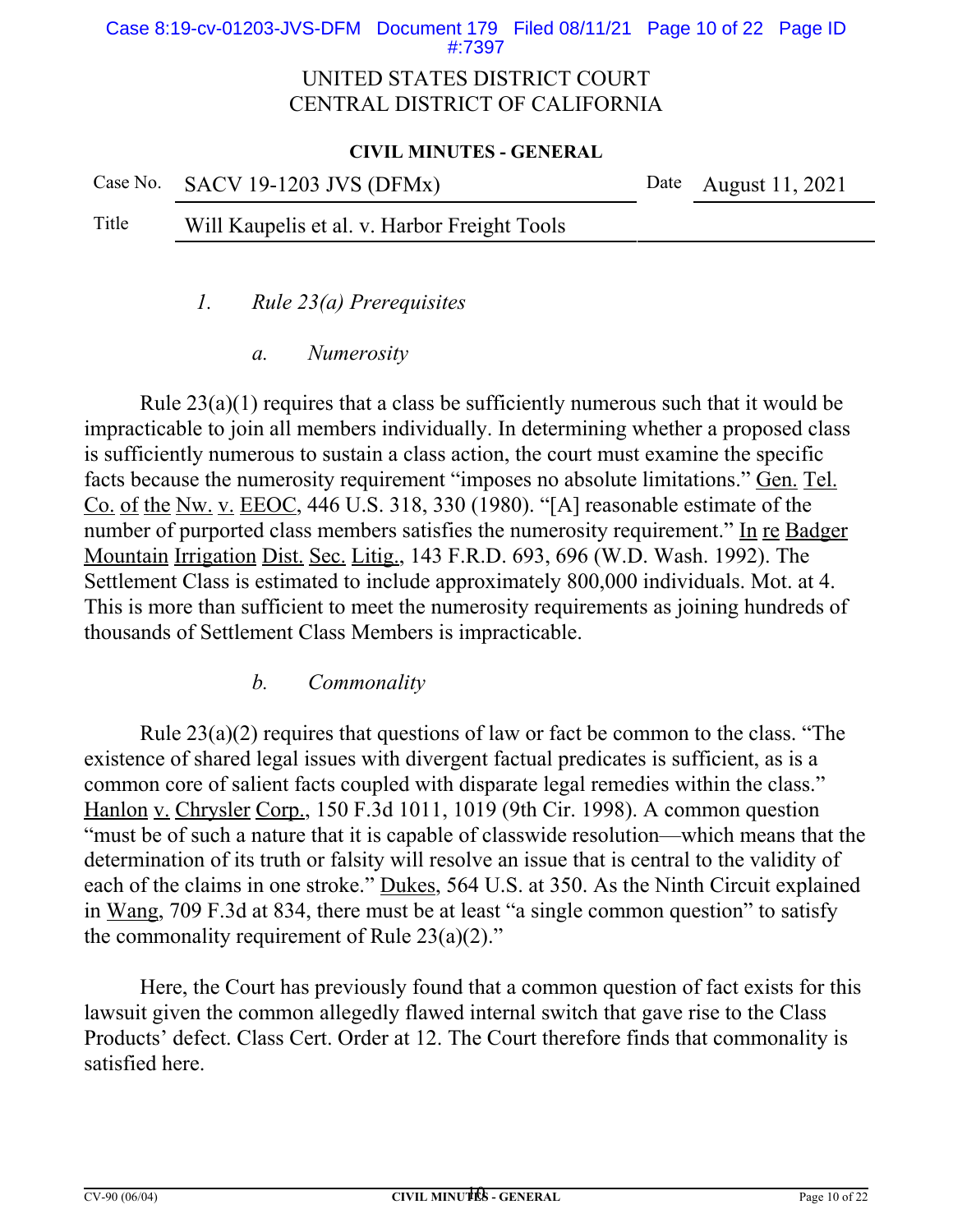*1. Rule 23(a) Prerequisites*

*a. Numerosity*

Rule 23(a)(1) requires that a class be sufficiently numerous such that it would be impracticable to join all members individually. In determining whether a proposed class is sufficiently numerous to sustain a class action, the court must examine the specific facts because the numerosity requirement "imposes no absolute limitations." Gen. Tel. Co. of the Nw. v. EEOC, 446 U.S. 318, 330 (1980). "[A] reasonable estimate of the number of purported class members satisfies the numerosity requirement." In re Badger Mountain Irrigation Dist. Sec. Litig., 143 F.R.D. 693, 696 (W.D. Wash. 1992). The Settlement Class is estimated to include approximately 800,000 individuals. Mot. at 4. This is more than sufficient to meet the numerosity requirements as joining hundreds of thousands of Settlement Class Members is impracticable.

*b. Commonality*

Rule 23(a)(2) requires that questions of law or fact be common to the class. "The existence of shared legal issues with divergent factual predicates is sufficient, as is a common core of salient facts coupled with disparate legal remedies within the class." Hanlon v. Chrysler Corp., 150 F.3d 1011, 1019 (9th Cir. 1998). A common question "must be of such a nature that it is capable of classwide resolution—which means that the determination of its truth or falsity will resolve an issue that is central to the validity of each of the claims in one stroke." Dukes, 564 U.S. at 350. As the Ninth Circuit explained in Wang, 709 F.3d at 834, there must be at least "a single common question" to satisfy the commonality requirement of Rule 23(a)(2)."

Here, the Court has previously found that a common question of fact exists for this lawsuit given the common allegedly flawed internal switch that gave rise to the Class Products' defect. Class Cert. Order at 12. The Court therefore finds that commonality is satisfied here.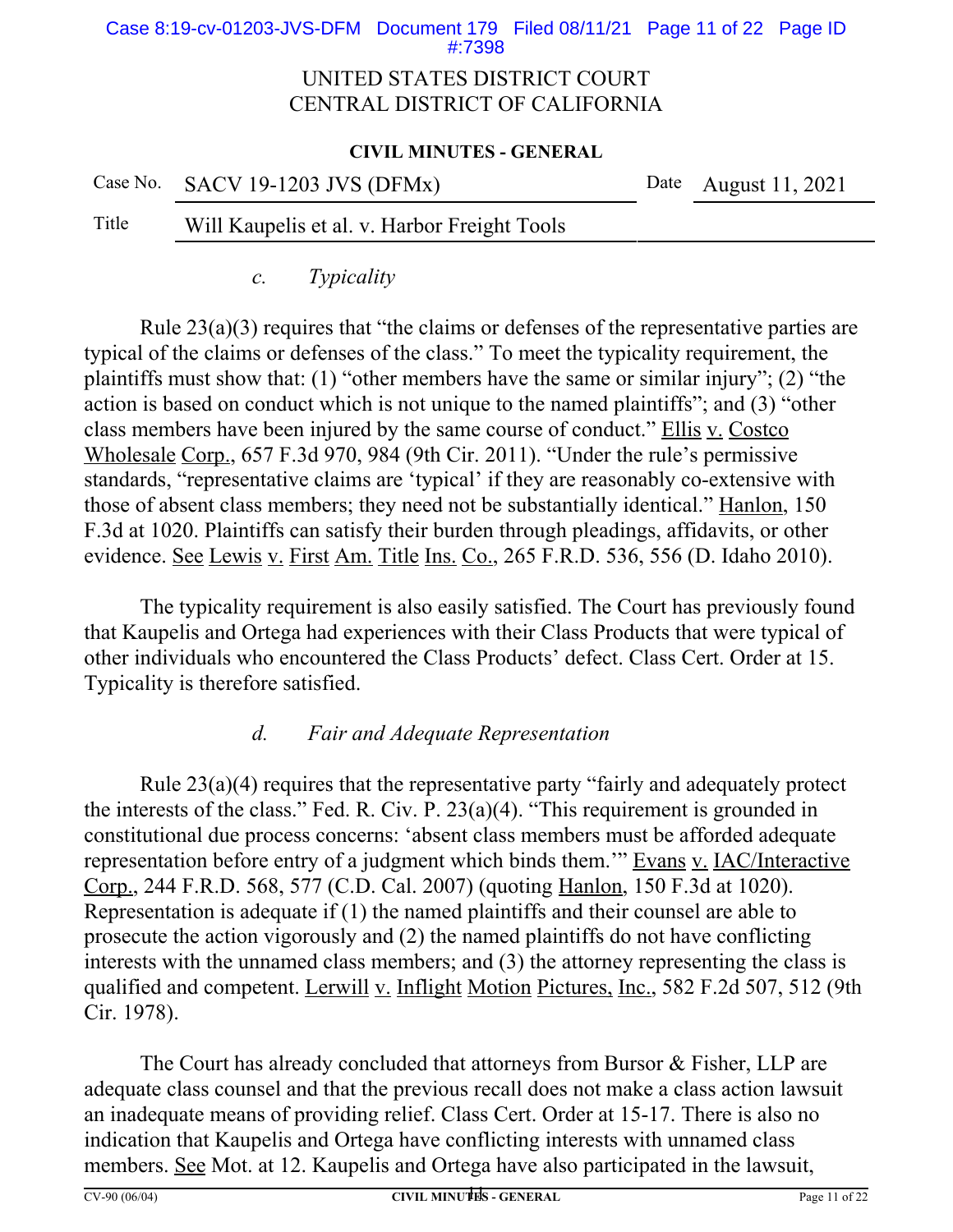*c. Typicality*

Rule 23(a)(3) requires that "the claims or defenses of the representative parties are typical of the claims or defenses of the class." To meet the typicality requirement, the plaintiffs must show that: (1) "other members have the same or similar injury"; (2) "the action is based on conduct which is not unique to the named plaintiffs"; and (3) "other class members have been injured by the same course of conduct." Ellis v. Costco Wholesale Corp., 657 F.3d 970, 984 (9th Cir. 2011). "Under the rule's permissive standards, "representative claims are 'typical' if they are reasonably co-extensive with those of absent class members; they need not be substantially identical." Hanlon, 150 F.3d at 1020. Plaintiffs can satisfy their burden through pleadings, affidavits, or other evidence. See Lewis v. First Am. Title Ins. Co., 265 F.R.D. 536, 556 (D. Idaho 2010).

The typicality requirement is also easily satisfied. The Court has previously found that Kaupelis and Ortega had experiences with their Class Products that were typical of other individuals who encountered the Class Products' defect. Class Cert. Order at 15. Typicality is therefore satisfied.

*d. Fair and Adequate Representation*

Rule 23(a)(4) requires that the representative party "fairly and adequately protect the interests of the class." Fed. R. Civ. P. 23(a)(4). "This requirement is grounded in constitutional due process concerns: 'absent class members must be afforded adequate representation before entry of a judgment which binds them.'" Evans v. IAC/Interactive Corp., 244 F.R.D. 568, 577 (C.D. Cal. 2007) (quoting Hanlon, 150 F.3d at 1020). Representation is adequate if (1) the named plaintiffs and their counsel are able to prosecute the action vigorously and (2) the named plaintiffs do not have conflicting interests with the unnamed class members; and (3) the attorney representing the class is qualified and competent. Lerwill v. Inflight Motion Pictures, Inc., 582 F.2d 507, 512 (9th Cir. 1978).

The Court has already concluded that attorneys from Bursor & Fisher, LLP are adequate class counsel and that the previous recall does not make a class action lawsuit an inadequate means of providing relief. Class Cert. Order at 15-17. There is also no indication that Kaupelis and Ortega have conflicting interests with unnamed class members. See Mot. at 12. Kaupelis and Ortega have also participated in the lawsuit,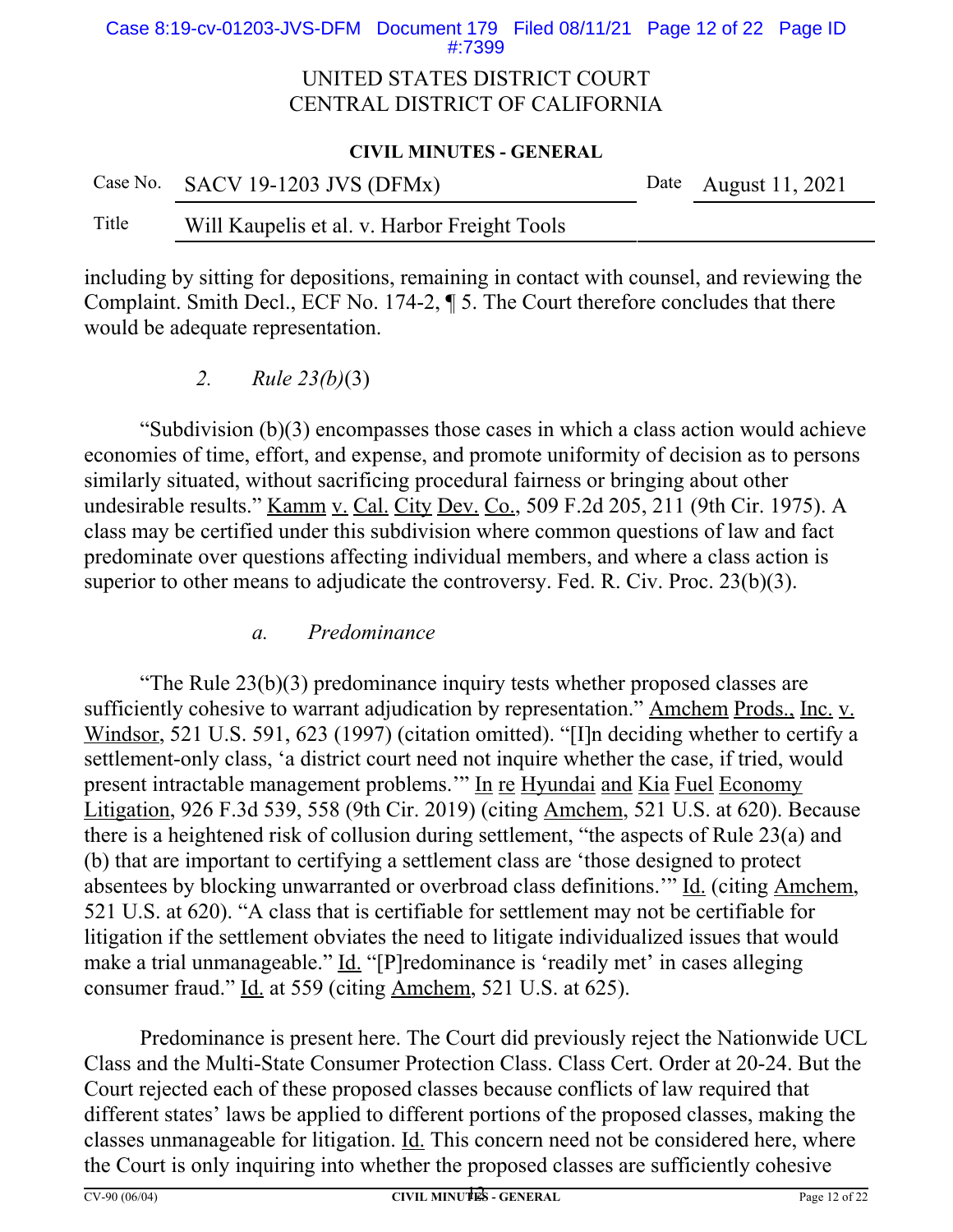including by sitting for depositions, remaining in contact with counsel, and reviewing the Complaint. Smith Decl., ECF No. 174-2, ¶ 5. The Court therefore concludes that there would be adequate representation.

### *2. Rule 23(b)*(3)

"Subdivision (b)(3) encompasses those cases in which a class action would achieve economies of time, effort, and expense, and promote uniformity of decision as to persons similarly situated, without sacrificing procedural fairness or bringing about other undesirable results." Kamm v. Cal. City Dev. Co., 509 F.2d 205, 211 (9th Cir. 1975). A class may be certified under this subdivision where common questions of law and fact predominate over questions affecting individual members, and where a class action is superior to other means to adjudicate the controversy. Fed. R. Civ. Proc. 23(b)(3).

#### *a. Predominance*

"The Rule 23(b)(3) predominance inquiry tests whether proposed classes are sufficiently cohesive to warrant adjudication by representation." Amchem Prods., Inc. v. Windsor, 521 U.S. 591, 623 (1997) (citation omitted). "[I]n deciding whether to certify a settlement-only class, 'a district court need not inquire whether the case, if tried, would present intractable management problems.'" In re Hyundai and Kia Fuel Economy Litigation, 926 F.3d 539, 558 (9th Cir. 2019) (citing Amchem, 521 U.S. at 620). Because there is a heightened risk of collusion during settlement, "the aspects of Rule 23(a) and (b) that are important to certifying a settlement class are 'those designed to protect absentees by blocking unwarranted or overbroad class definitions.'" Id. (citing Amchem, 521 U.S. at 620). "A class that is certifiable for settlement may not be certifiable for litigation if the settlement obviates the need to litigate individualized issues that would make a trial unmanageable." Id. "[P]redominance is 'readily met' in cases alleging consumer fraud." Id. at 559 (citing Amchem, 521 U.S. at 625).

Predominance is present here. The Court did previously reject the Nationwide UCL Class and the Multi-State Consumer Protection Class. Class Cert. Order at 20-24. But the Court rejected each of these proposed classes because conflicts of law required that different states' laws be applied to different portions of the proposed classes, making the classes unmanageable for litigation. Id. This concern need not be considered here, where the Court is only inquiring into whether the proposed classes are sufficiently cohesive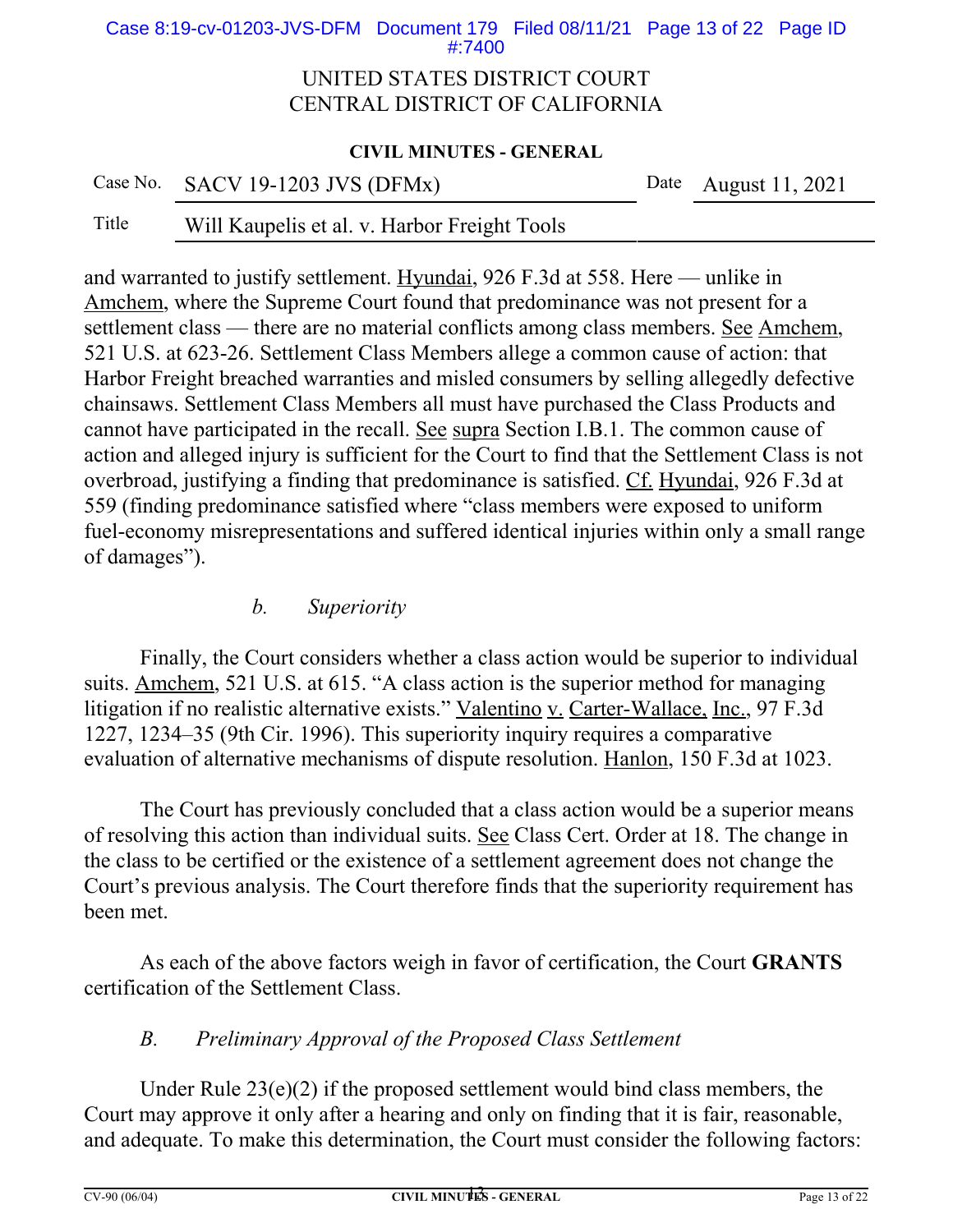and warranted to justify settlement. Hyundai, 926 F.3d at 558. Here — unlike in Amchem, where the Supreme Court found that predominance was not present for a settlement class — there are no material conflicts among class members. See Amchem, 521 U.S. at 623-26. Settlement Class Members allege a common cause of action: that Harbor Freight breached warranties and misled consumers by selling allegedly defective chainsaws. Settlement Class Members all must have purchased the Class Products and cannot have participated in the recall. See supra Section I.B.1. The common cause of action and alleged injury is sufficient for the Court to find that the Settlement Class is not overbroad, justifying a finding that predominance is satisfied. Cf. Hyundai, 926 F.3d at 559 (finding predominance satisfied where "class members were exposed to uniform fuel-economy misrepresentations and suffered identical injuries within only a small range of damages").

*b. Superiority*

Finally, the Court considers whether a class action would be superior to individual suits. Amchem, 521 U.S. at 615. "A class action is the superior method for managing litigation if no realistic alternative exists." Valentino v. Carter-Wallace, Inc., 97 F.3d 1227, 1234–35 (9th Cir. 1996). This superiority inquiry requires a comparative evaluation of alternative mechanisms of dispute resolution. Hanlon, 150 F.3d at 1023.

The Court has previously concluded that a class action would be a superior means of resolving this action than individual suits. See Class Cert. Order at 18. The change in the class to be certified or the existence of a settlement agreement does not change the Court's previous analysis. The Court therefore finds that the superiority requirement has been met.

As each of the above factors weigh in favor of certification, the Court **GRANTS** certification of the Settlement Class.

*B. Preliminary Approval of the Proposed Class Settlement*

Under Rule 23(e)(2) if the proposed settlement would bind class members, the Court may approve it only after a hearing and only on finding that it is fair, reasonable, and adequate. To make this determination, the Court must consider the following factors: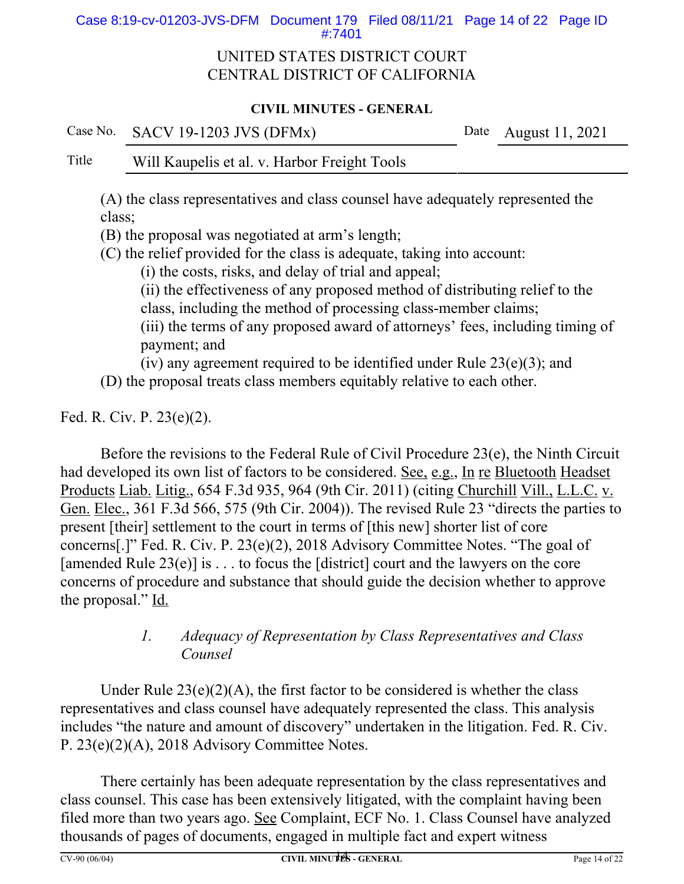(A) the class representatives and class counsel have adequately represented the class;

(B) the proposal was negotiated at arm's length;

(C) the relief provided for the class is adequate, taking into account:

(i) the costs, risks, and delay of trial and appeal;

(ii) the effectiveness of any proposed method of distributing relief to the class, including the method of processing class-member claims;

(iii) the terms of any proposed award of attorneys' fees, including timing of payment; and

(iv) any agreement required to be identified under Rule 23(e)(3); and

(D) the proposal treats class members equitably relative to each other.

Fed. R. Civ. P. 23(e)(2).

Before the revisions to the Federal Rule of Civil Procedure 23(e), the Ninth Circuit had developed its own list of factors to be considered. See, e.g., In re Bluetooth Headset Products Liab. Litig., 654 F.3d 935, 964 (9th Cir. 2011) (citing Churchill Vill., L.L.C. v. Gen. Elec., 361 F.3d 566, 575 (9th Cir. 2004)). The revised Rule 23 "directs the parties to present [their] settlement to the court in terms of [this new] shorter list of core concerns[.]" Fed. R. Civ. P. 23(e)(2), 2018 Advisory Committee Notes. "The goal of [amended Rule 23(e)] is . . . to focus the [district] court and the lawyers on the core concerns of procedure and substance that should guide the decision whether to approve the proposal." Id.

### *1. Adequacy of Representation by Class Representatives and Class Counsel*

Under Rule 23(e)(2)(A), the first factor to be considered is whether the class representatives and class counsel have adequately represented the class. This analysis includes "the nature and amount of discovery" undertaken in the litigation. Fed. R. Civ. P. 23(e)(2)(A), 2018 Advisory Committee Notes.

There certainly has been adequate representation by the class representatives and class counsel. This case has been extensively litigated, with the complaint having been filed more than two years ago. See Complaint, ECF No. 1. Class Counsel have analyzed thousands of pages of documents, engaged in multiple fact and expert witness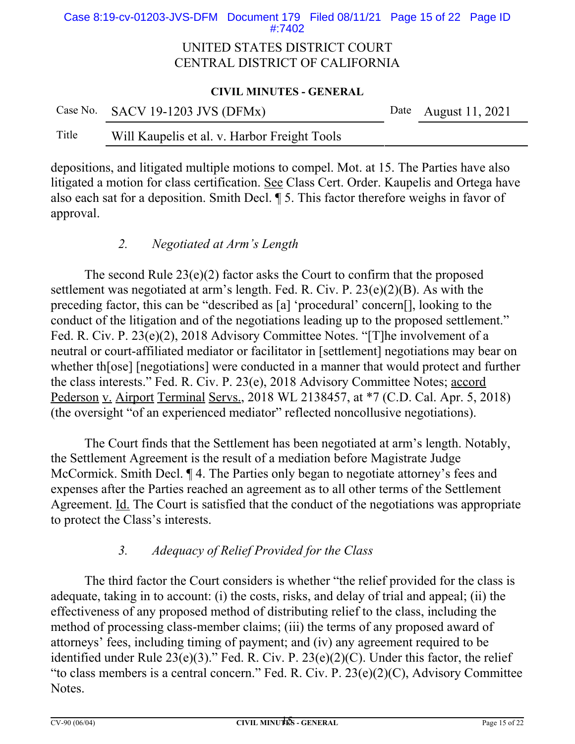depositions, and litigated multiple motions to compel. Mot. at 15. The Parties have also litigated a motion for class certification. See Class Cert. Order. Kaupelis and Ortega have also each sat for a deposition. Smith Decl. ¶ 5. This factor therefore weighs in favor of approval.

### *2. Negotiated at Arm's Length*

The second Rule 23(e)(2) factor asks the Court to confirm that the proposed settlement was negotiated at arm's length. Fed. R. Civ. P. 23(e)(2)(B). As with the preceding factor, this can be "described as [a] 'procedural' concern[], looking to the conduct of the litigation and of the negotiations leading up to the proposed settlement." Fed. R. Civ. P. 23(e)(2), 2018 Advisory Committee Notes. "[T]he involvement of a neutral or court-affiliated mediator or facilitator in [settlement] negotiations may bear on whether th[ose] [negotiations] were conducted in a manner that would protect and further the class interests." Fed. R. Civ. P. 23(e), 2018 Advisory Committee Notes; accord Pederson v. Airport Terminal Servs., 2018 WL 2138457, at *7 (C.D. Cal. Apr. 5, 2018) (the oversight "of an experienced mediator" reflected noncollusive negotiations).

The Court finds that the Settlement has been negotiated at arm's length. Notably, the Settlement Agreement is the result of a mediation before Magistrate Judge McCormick. Smith Decl. ¶ 4. The Parties only began to negotiate attorney's fees and expenses after the Parties reached an agreement as to all other terms of the Settlement Agreement. Id. The Court is satisfied that the conduct of the negotiations was appropriate to protect the Class's interests.

### *3. Adequacy of Relief Provided for the Class*

The third factor the Court considers is whether "the relief provided for the class is adequate, taking in to account: (i) the costs, risks, and delay of trial and appeal; (ii) the effectiveness of any proposed method of distributing relief to the class, including the method of processing class-member claims; (iii) the terms of any proposed award of attorneys' fees, including timing of payment; and (iv) any agreement required to be identified under Rule 23(e)(3)." Fed. R. Civ. P. 23(e)(2)(C). Under this factor, the relief "to class members is a central concern." Fed. R. Civ. P. 23(e)(2)(C), Advisory Committee Notes.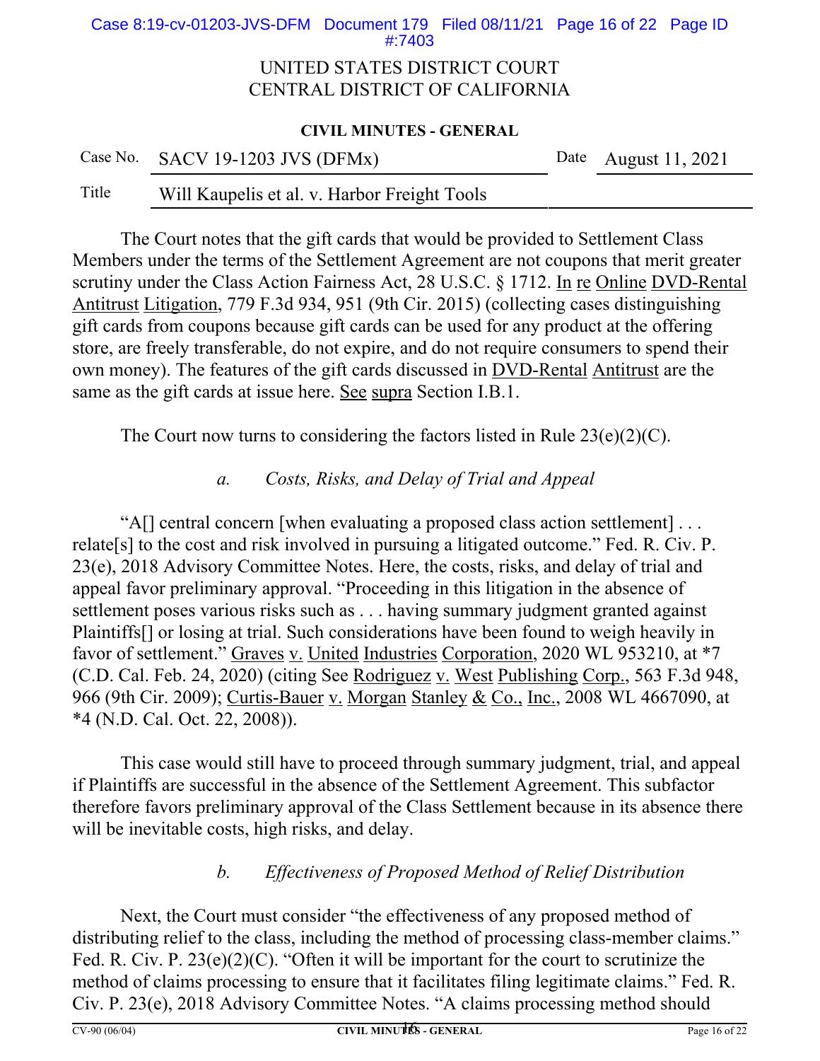UNITED STATES DISTRICT COURT
CENTRAL DISTRICT OF CALIFORNIA

**CIVIL MINUTES - GENERAL**

| Case No. | SACV 19-1203 JVS (DFMx) | Date | August 11, 2021 |
|---|---|---|---|
| Title | Will Kaupelis et al. v. Harbor Freight Tools | | |

The Court notes that the gift cards that would be provided to Settlement Class Members under the terms of the Settlement Agreement are not coupons that merit greater scrutiny under the Class Action Fairness Act, 28 U.S.C. § 1712. In re Online DVD-Rental Antitrust Litigation, 779 F.3d 934, 951 (9th Cir. 2015) (collecting cases distinguishing gift cards from coupons because gift cards can be used for any product at the offering store, are freely transferable, do not expire, and do not require consumers to spend their own money). The features of the gift cards discussed in DVD-Rental Antitrust are the same as the gift cards at issue here. See supra Section I.B.1.

The Court now turns to considering the factors listed in Rule 23(e)(2)(C).

*a. Costs, Risks, and Delay of Trial and Appeal*

"A[] central concern [when evaluating a proposed class action settlement] . . . relate[s] to the cost and risk involved in pursuing a litigated outcome." Fed. R. Civ. P. 23(e), 2018 Advisory Committee Notes. Here, the costs, risks, and delay of trial and appeal favor preliminary approval. "Proceeding in this litigation in the absence of settlement poses various risks such as . . . having summary judgment granted against Plaintiffs[] or losing at trial. Such considerations have been found to weigh heavily in favor of settlement." Graves v. United Industries Corporation, 2020 WL 953210, at *7 (C.D. Cal. Feb. 24, 2020) (citing See Rodriguez v. West Publishing Corp., 563 F.3d 948, 966 (9th Cir. 2009); Curtis-Bauer v. Morgan Stanley & Co., Inc., 2008 WL 4667090, at *4 (N.D. Cal. Oct. 22, 2008)).

This case would still have to proceed through summary judgment, trial, and appeal if Plaintiffs are successful in the absence of the Settlement Agreement. This subfactor therefore favors preliminary approval of the Class Settlement because in its absence there will be inevitable costs, high risks, and delay.

*b. Effectiveness of Proposed Method of Relief Distribution*

Next, the Court must consider "the effectiveness of any proposed method of distributing relief to the class, including the method of processing class-member claims." Fed. R. Civ. P. 23(e)(2)(C). "Often it will be important for the court to scrutinize the method of claims processing to ensure that it facilitates filing legitimate claims." Fed. R. Civ. P. 23(e), 2018 Advisory Committee Notes. "A claims processing method should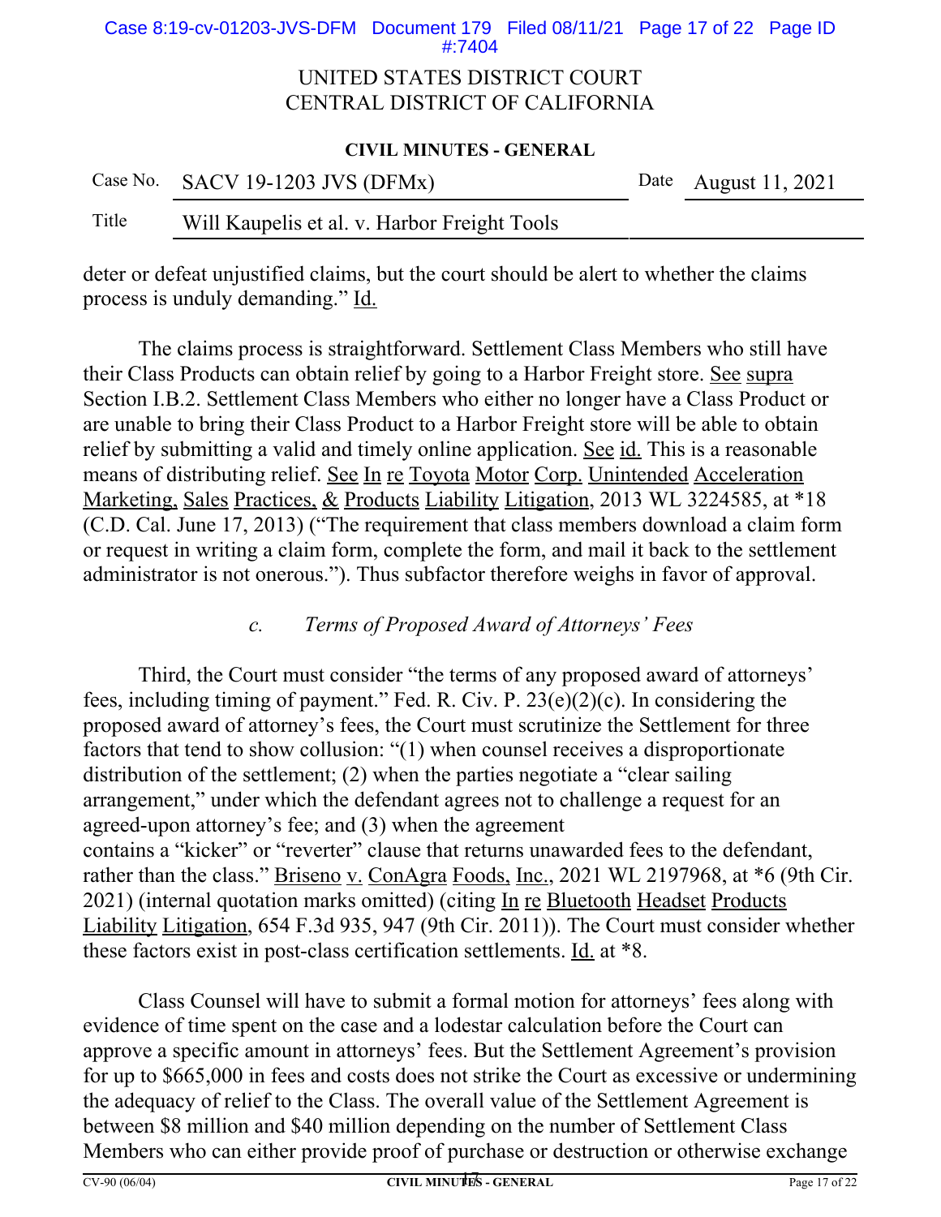deter or defeat unjustified claims, but the court should be alert to whether the claims process is unduly demanding." Id.

The claims process is straightforward. Settlement Class Members who still have their Class Products can obtain relief by going to a Harbor Freight store. See supra Section I.B.2. Settlement Class Members who either no longer have a Class Product or are unable to bring their Class Product to a Harbor Freight store will be able to obtain relief by submitting a valid and timely online application. See id. This is a reasonable means of distributing relief. See In re Toyota Motor Corp. Unintended Acceleration Marketing, Sales Practices, & Products Liability Litigation, 2013 WL 3224585, at *18 (C.D. Cal. June 17, 2013) ("The requirement that class members download a claim form or request in writing a claim form, complete the form, and mail it back to the settlement administrator is not onerous."). Thus subfactor therefore weighs in favor of approval.

### *c. Terms of Proposed Award of Attorneys' Fees*

Third, the Court must consider "the terms of any proposed award of attorneys' fees, including timing of payment." Fed. R. Civ. P. 23(e)(2)(c). In considering the proposed award of attorney's fees, the Court must scrutinize the Settlement for three factors that tend to show collusion: "(1) when counsel receives a disproportionate distribution of the settlement; (2) when the parties negotiate a "clear sailing arrangement," under which the defendant agrees not to challenge a request for an agreed-upon attorney's fee; and (3) when the agreement contains a "kicker" or "reverter" clause that returns unawarded fees to the defendant, rather than the class." Briseno v. ConAgra Foods, Inc., 2021 WL 2197968, at *6 (9th Cir. 2021) (internal quotation marks omitted) (citing In re Bluetooth Headset Products Liability Litigation, 654 F.3d 935, 947 (9th Cir. 2011)). The Court must consider whether these factors exist in post-class certification settlements. Id. at *8.

Class Counsel will have to submit a formal motion for attorneys' fees along with evidence of time spent on the case and a lodestar calculation before the Court can approve a specific amount in attorneys' fees. But the Settlement Agreement's provision for up to $665,000 in fees and costs does not strike the Court as excessive or undermining the adequacy of relief to the Class. The overall value of the Settlement Agreement is between $8 million and $40 million depending on the number of Settlement Class Members who can either provide proof of purchase or destruction or otherwise exchange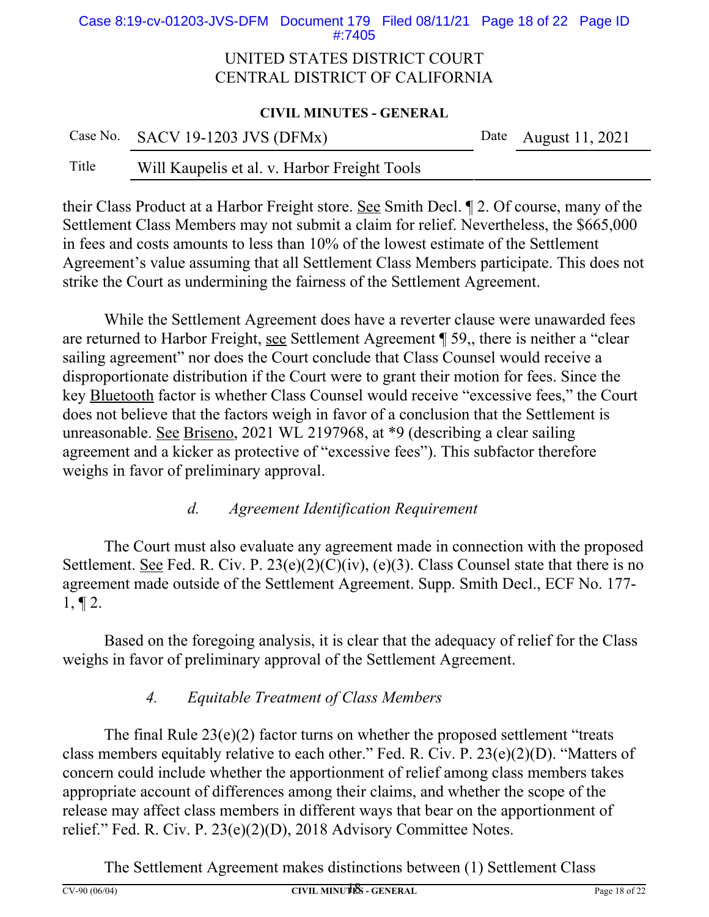their Class Product at a Harbor Freight store. See Smith Decl. ¶ 2. Of course, many of the Settlement Class Members may not submit a claim for relief. Nevertheless, the $665,000 in fees and costs amounts to less than 10% of the lowest estimate of the Settlement Agreement's value assuming that all Settlement Class Members participate. This does not strike the Court as undermining the fairness of the Settlement Agreement.

While the Settlement Agreement does have a reverter clause were unawarded fees are returned to Harbor Freight, see Settlement Agreement ¶ 59,, there is neither a "clear sailing agreement" nor does the Court conclude that Class Counsel would receive a disproportionate distribution if the Court were to grant their motion for fees. Since the key Bluetooth factor is whether Class Counsel would receive "excessive fees," the Court does not believe that the factors weigh in favor of a conclusion that the Settlement is unreasonable. See Briseno, 2021 WL 2197968, at *9 (describing a clear sailing agreement and a kicker as protective of "excessive fees"). This subfactor therefore weighs in favor of preliminary approval.

*d. Agreement Identification Requirement*

The Court must also evaluate any agreement made in connection with the proposed Settlement. See Fed. R. Civ. P. 23(e)(2)(C)(iv), (e)(3). Class Counsel state that there is no agreement made outside of the Settlement Agreement. Supp. Smith Decl., ECF No. 177-1, ¶ 2.

Based on the foregoing analysis, it is clear that the adequacy of relief for the Class weighs in favor of preliminary approval of the Settlement Agreement.

*4. Equitable Treatment of Class Members*

The final Rule 23(e)(2) factor turns on whether the proposed settlement "treats class members equitably relative to each other." Fed. R. Civ. P. 23(e)(2)(D). "Matters of concern could include whether the apportionment of relief among class members takes appropriate account of differences among their claims, and whether the scope of the release may affect class members in different ways that bear on the apportionment of relief." Fed. R. Civ. P. 23(e)(2)(D), 2018 Advisory Committee Notes.

The Settlement Agreement makes distinctions between (1) Settlement Class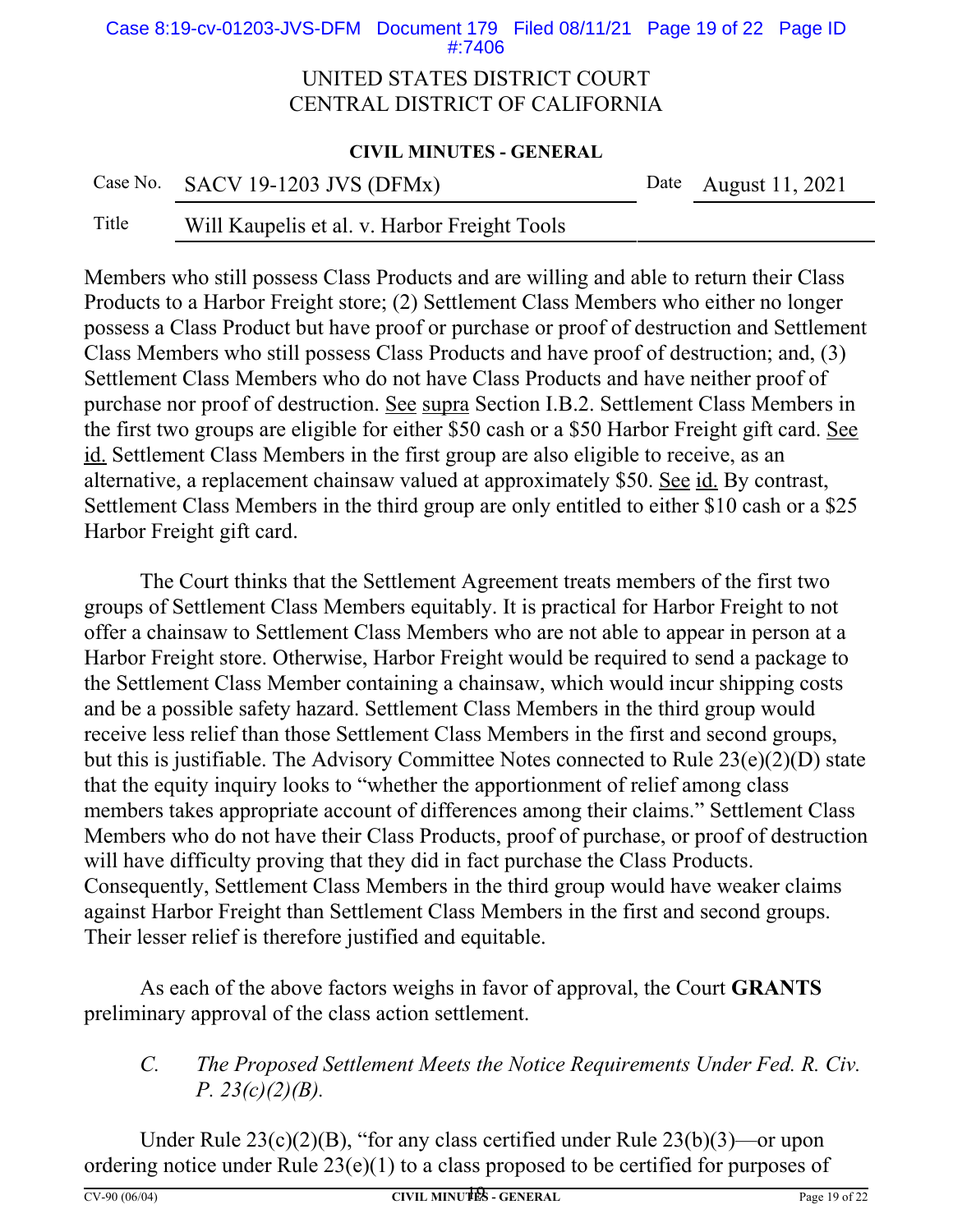Members who still possess Class Products and are willing and able to return their Class Products to a Harbor Freight store; (2) Settlement Class Members who either no longer possess a Class Product but have proof or purchase or proof of destruction and Settlement Class Members who still possess Class Products and have proof of destruction; and, (3) Settlement Class Members who do not have Class Products and have neither proof of purchase nor proof of destruction. See supra Section I.B.2. Settlement Class Members in the first two groups are eligible for either $50 cash or a $50 Harbor Freight gift card. See id. Settlement Class Members in the first group are also eligible to receive, as an alternative, a replacement chainsaw valued at approximately $50. See id. By contrast, Settlement Class Members in the third group are only entitled to either $10 cash or a $25 Harbor Freight gift card.

The Court thinks that the Settlement Agreement treats members of the first two groups of Settlement Class Members equitably. It is practical for Harbor Freight to not offer a chainsaw to Settlement Class Members who are not able to appear in person at a Harbor Freight store. Otherwise, Harbor Freight would be required to send a package to the Settlement Class Member containing a chainsaw, which would incur shipping costs and be a possible safety hazard. Settlement Class Members in the third group would receive less relief than those Settlement Class Members in the first and second groups, but this is justifiable. The Advisory Committee Notes connected to Rule 23(e)(2)(D) state that the equity inquiry looks to "whether the apportionment of relief among class members takes appropriate account of differences among their claims." Settlement Class Members who do not have their Class Products, proof of purchase, or proof of destruction will have difficulty proving that they did in fact purchase the Class Products. Consequently, Settlement Class Members in the third group would have weaker claims against Harbor Freight than Settlement Class Members in the first and second groups. Their lesser relief is therefore justified and equitable.

As each of the above factors weighs in favor of approval, the Court **GRANTS** preliminary approval of the class action settlement.

### *C. The Proposed Settlement Meets the Notice Requirements Under Fed. R. Civ. P. 23(c)(2)(B).*

Under Rule 23(c)(2)(B), "for any class certified under Rule 23(b)(3)—or upon ordering notice under Rule 23(e)(1) to a class proposed to be certified for purposes of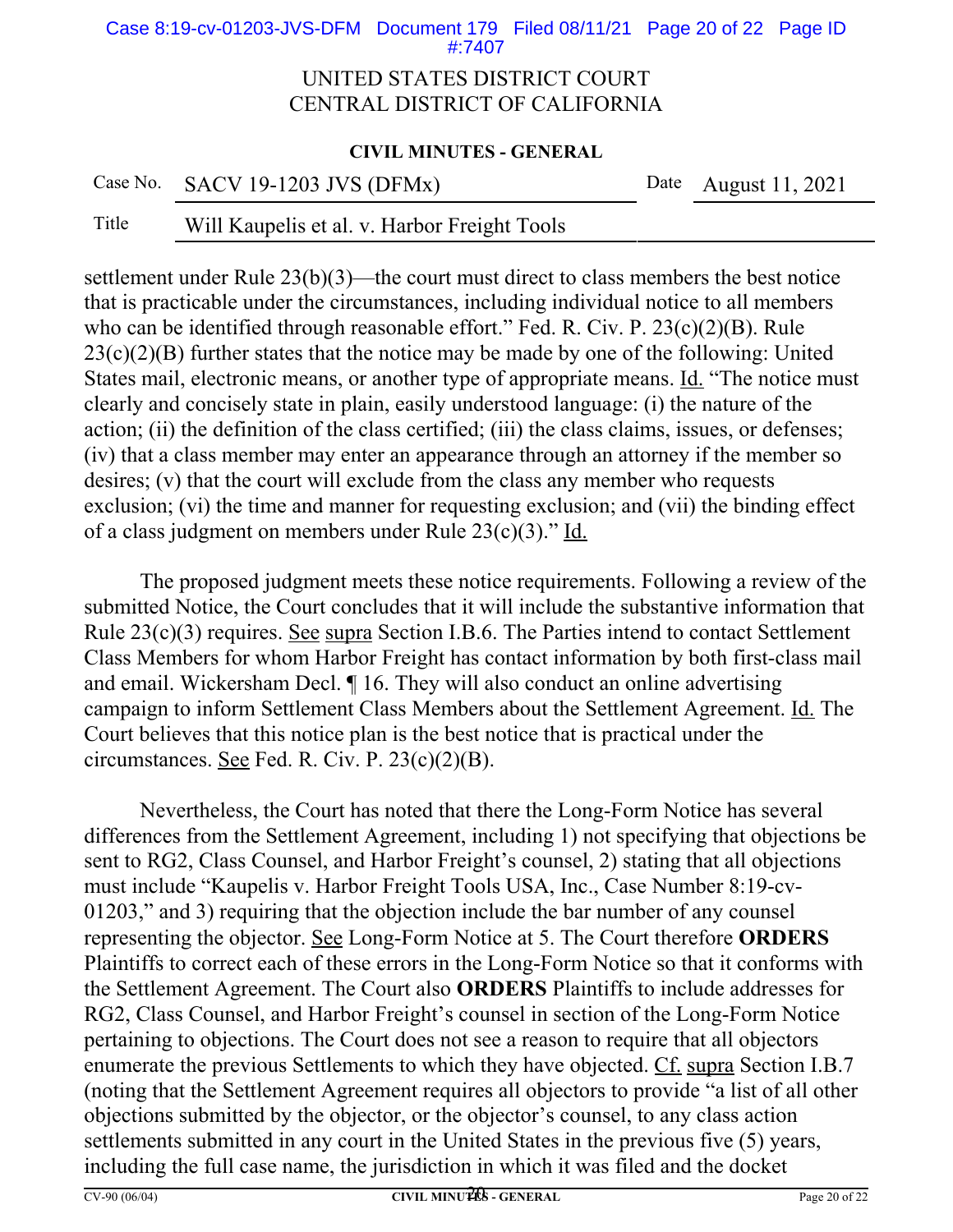settlement under Rule 23(b)(3)—the court must direct to class members the best notice that is practicable under the circumstances, including individual notice to all members who can be identified through reasonable effort." Fed. R. Civ. P. 23(c)(2)(B). Rule 23(c)(2)(B) further states that the notice may be made by one of the following: United States mail, electronic means, or another type of appropriate means. Id. "The notice must clearly and concisely state in plain, easily understood language: (i) the nature of the action; (ii) the definition of the class certified; (iii) the class claims, issues, or defenses; (iv) that a class member may enter an appearance through an attorney if the member so desires; (v) that the court will exclude from the class any member who requests exclusion; (vi) the time and manner for requesting exclusion; and (vii) the binding effect of a class judgment on members under Rule 23(c)(3)." Id.

The proposed judgment meets these notice requirements. Following a review of the submitted Notice, the Court concludes that it will include the substantive information that Rule 23(c)(3) requires. See supra Section I.B.6. The Parties intend to contact Settlement Class Members for whom Harbor Freight has contact information by both first-class mail and email. Wickersham Decl. ¶ 16. They will also conduct an online advertising campaign to inform Settlement Class Members about the Settlement Agreement. Id. The Court believes that this notice plan is the best notice that is practical under the circumstances. See Fed. R. Civ. P. 23(c)(2)(B).

Nevertheless, the Court has noted that there the Long-Form Notice has several differences from the Settlement Agreement, including 1) not specifying that objections be sent to RG2, Class Counsel, and Harbor Freight's counsel, 2) stating that all objections must include "Kaupelis v. Harbor Freight Tools USA, Inc., Case Number 8:19-cv-01203," and 3) requiring that the objection include the bar number of any counsel representing the objector. See Long-Form Notice at 5. The Court therefore **ORDERS** Plaintiffs to correct each of these errors in the Long-Form Notice so that it conforms with the Settlement Agreement. The Court also **ORDERS** Plaintiffs to include addresses for RG2, Class Counsel, and Harbor Freight's counsel in section of the Long-Form Notice pertaining to objections. The Court does not see a reason to require that all objectors enumerate the previous Settlements to which they have objected. Cf. supra Section I.B.7 (noting that the Settlement Agreement requires all objectors to provide "a list of all other objections submitted by the objector, or the objector's counsel, to any class action settlements submitted in any court in the United States in the previous five (5) years, including the full case name, the jurisdiction in which it was filed and the docket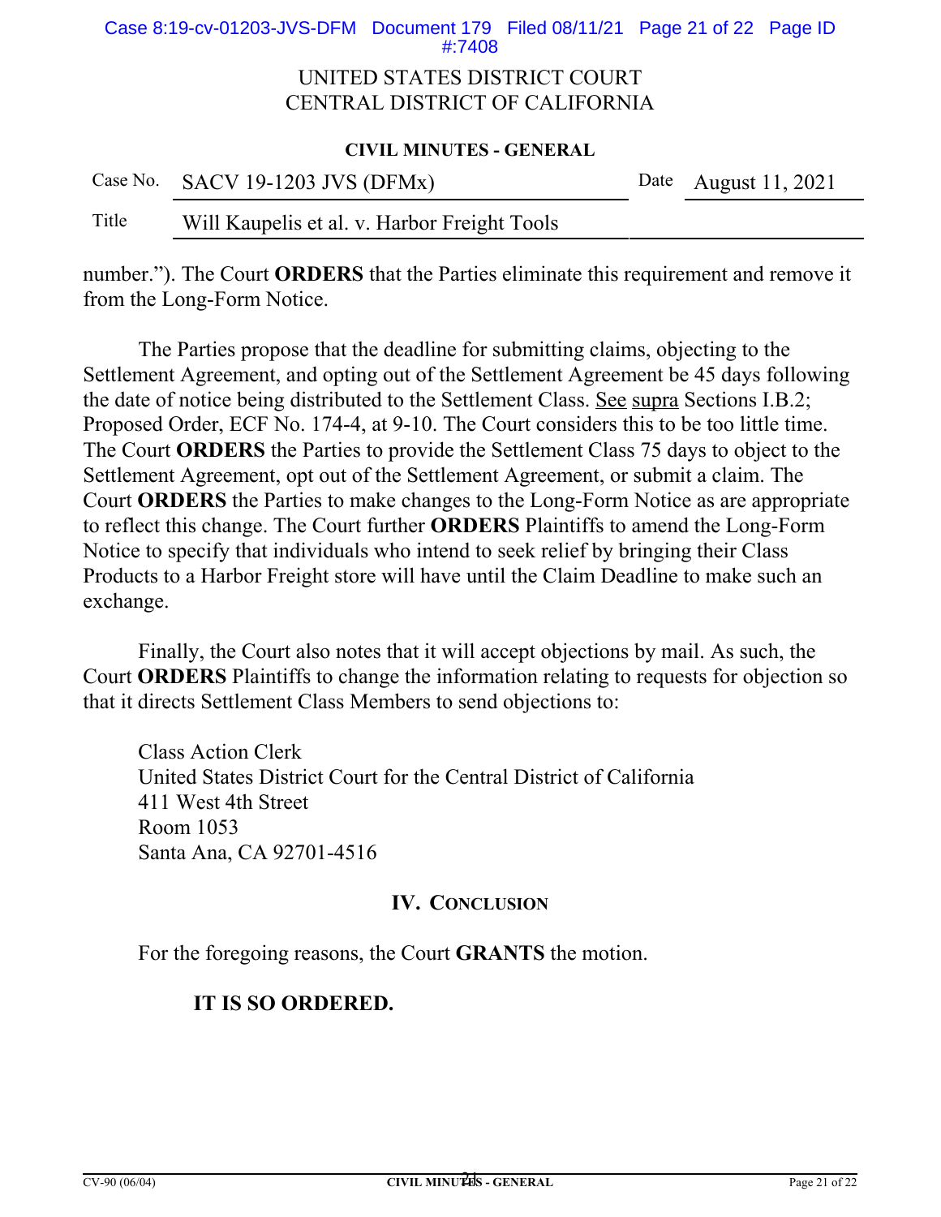number."). The Court **ORDERS** that the Parties eliminate this requirement and remove it from the Long-Form Notice.

The Parties propose that the deadline for submitting claims, objecting to the Settlement Agreement, and opting out of the Settlement Agreement be 45 days following the date of notice being distributed to the Settlement Class. See supra Sections I.B.2; Proposed Order, ECF No. 174-4, at 9-10. The Court considers this to be too little time. The Court **ORDERS** the Parties to provide the Settlement Class 75 days to object to the Settlement Agreement, opt out of the Settlement Agreement, or submit a claim. The Court **ORDERS** the Parties to make changes to the Long-Form Notice as are appropriate to reflect this change. The Court further **ORDERS** Plaintiffs to amend the Long-Form Notice to specify that individuals who intend to seek relief by bringing their Class Products to a Harbor Freight store will have until the Claim Deadline to make such an exchange.

Finally, the Court also notes that it will accept objections by mail. As such, the Court **ORDERS** Plaintiffs to change the information relating to requests for objection so that it directs Settlement Class Members to send objections to:

Class Action Clerk
United States District Court for the Central District of California
411 West 4th Street
Room 1053
Santa Ana, CA 92701-4516

## IV. Conclusion

For the foregoing reasons, the Court **GRANTS** the motion.

**IT IS SO ORDERED.**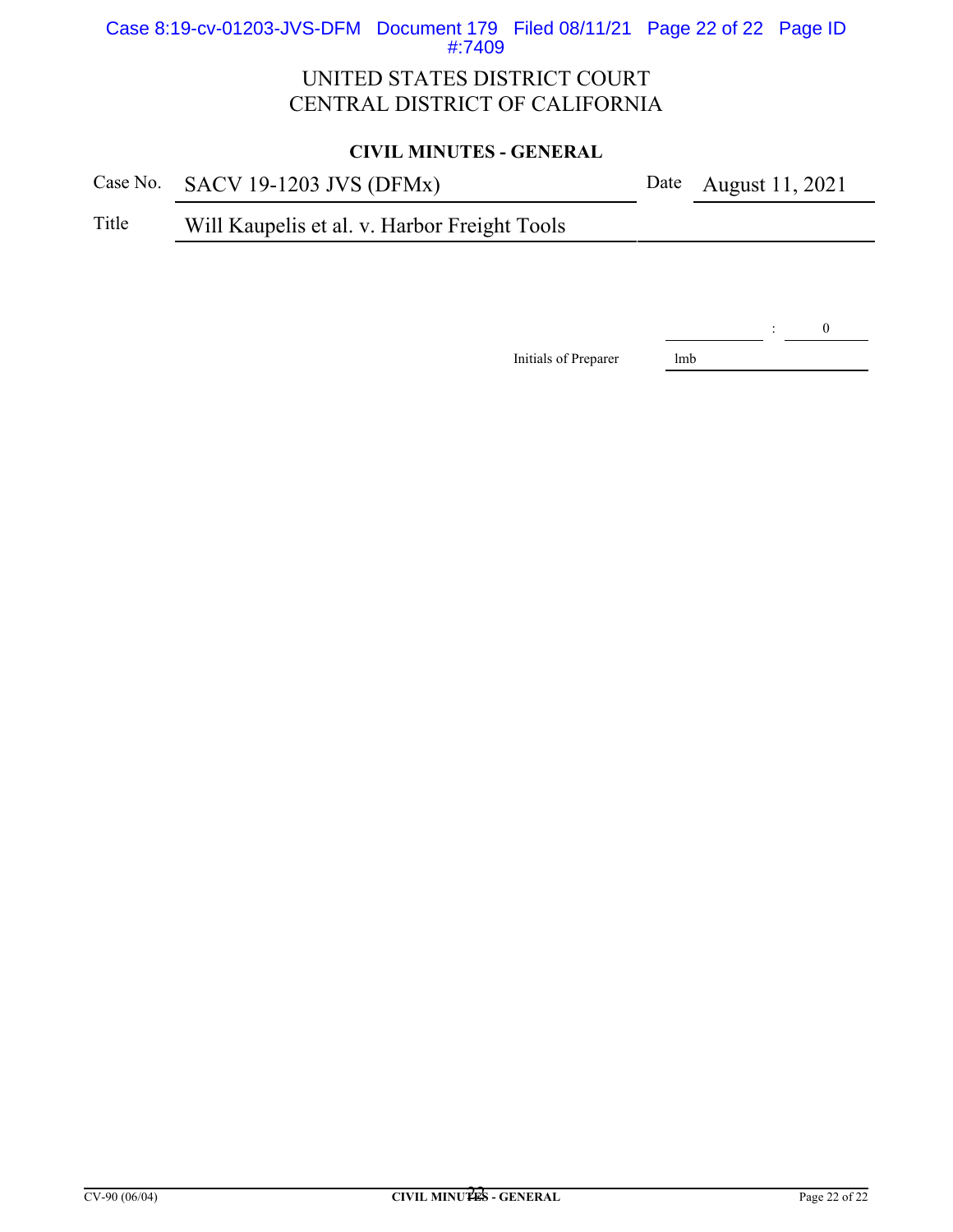UNITED STATES DISTRICT COURT
CENTRAL DISTRICT OF CALIFORNIA

**CIVIL MINUTES - GENERAL**

| | | | |
|---|---|---|---|
| Case No. | SACV 19-1203 JVS (DFMx) | Date | August 11, 2021 |
| Title | Will Kaupelis et al. v. Harbor Freight Tools | | |

: 0

Initials of Preparer lmb